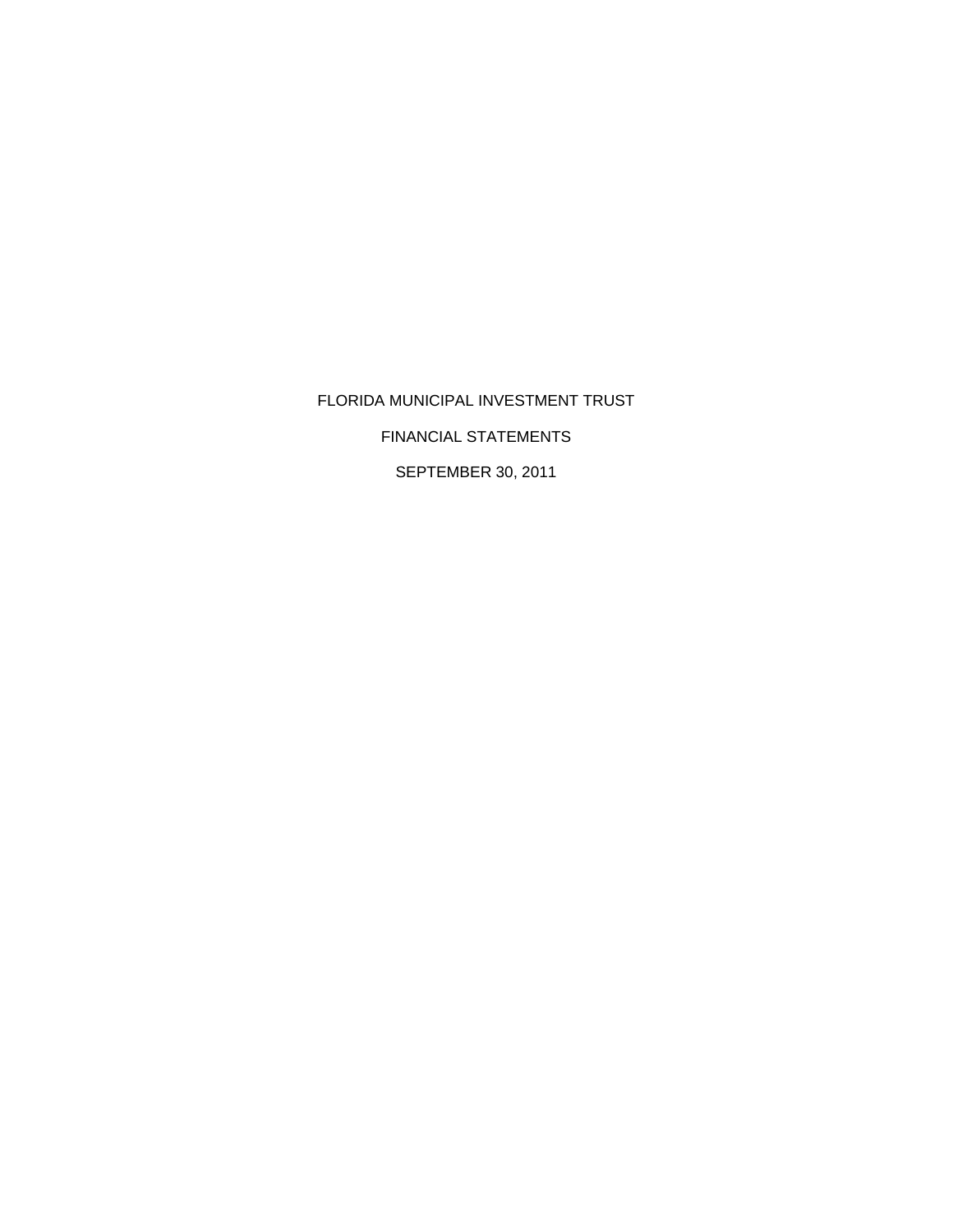# FLORIDA MUNICIPAL INVESTMENT TRUST

## FINANCIAL STATEMENTS

## SEPTEMBER 30, 2011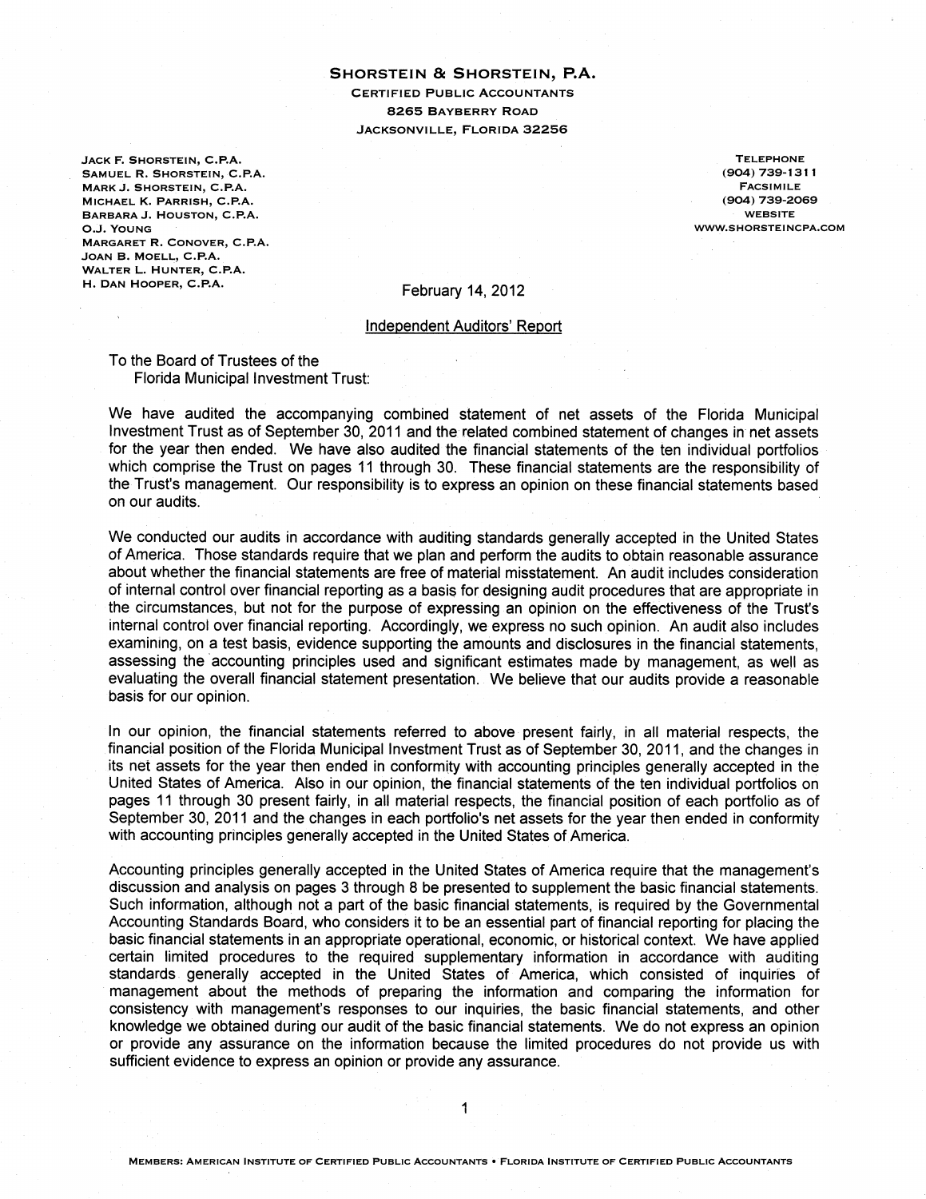# SHORSTEIN & SHORSTEIN, P.A.

CERTIFIED PUBLIC ACCOUNTANTS
8265 BAYBERRY ROAD
JACKSONVILLE, FLORIDA 32256

JACK F. SHORSTEIN, C.P.A.
SAMUEL R. SHORSTEIN, C.P.A.
MARK J. SHORSTEIN, C.P.A.
MICHAEL K. PARRISH, C.P.A.
BARBARA J. HOUSTON, C.P.A.
O.J. YOUNG
MARGARET R. CONOVER, C.P.A.
JOAN B. MOELL, C.P.A.
WALTER L. HUNTER, C.P.A.
H. DAN HOOPER, C.P.A.

TELEPHONE
(904) 739-1311
FACSIMILE
(904) 739-2069
WEBSITE
WWW.SHORSTEINCPA.COM

February 14, 2012

## Independent Auditors' Report

To the Board of Trustees of the
Florida Municipal Investment Trust:

We have audited the accompanying combined statement of net assets of the Florida Municipal Investment Trust as of September 30, 2011 and the related combined statement of changes in net assets for the year then ended. We have also audited the financial statements of the ten individual portfolios which comprise the Trust on pages 11 through 30. These financial statements are the responsibility of the Trust's management. Our responsibility is to express an opinion on these financial statements based on our audits.

We conducted our audits in accordance with auditing standards generally accepted in the United States of America. Those standards require that we plan and perform the audits to obtain reasonable assurance about whether the financial statements are free of material misstatement. An audit includes consideration of internal control over financial reporting as a basis for designing audit procedures that are appropriate in the circumstances, but not for the purpose of expressing an opinion on the effectiveness of the Trust's internal control over financial reporting. Accordingly, we express no such opinion. An audit also includes examining, on a test basis, evidence supporting the amounts and disclosures in the financial statements, assessing the accounting principles used and significant estimates made by management, as well as evaluating the overall financial statement presentation. We believe that our audits provide a reasonable basis for our opinion.

In our opinion, the financial statements referred to above present fairly, in all material respects, the financial position of the Florida Municipal Investment Trust as of September 30, 2011, and the changes in its net assets for the year then ended in conformity with accounting principles generally accepted in the United States of America. Also in our opinion, the financial statements of the ten individual portfolios on pages 11 through 30 present fairly, in all material respects, the financial position of each portfolio as of September 30, 2011 and the changes in each portfolio's net assets for the year then ended in conformity with accounting principles generally accepted in the United States of America.

Accounting principles generally accepted in the United States of America require that the management's discussion and analysis on pages 3 through 8 be presented to supplement the basic financial statements. Such information, although not a part of the basic financial statements, is required by the Governmental Accounting Standards Board, who considers it to be an essential part of financial reporting for placing the basic financial statements in an appropriate operational, economic, or historical context. We have applied certain limited procedures to the required supplementary information in accordance with auditing standards generally accepted in the United States of America, which consisted of inquiries of management about the methods of preparing the information and comparing the information for consistency with management's responses to our inquiries, the basic financial statements, and other knowledge we obtained during our audit of the basic financial statements. We do not express an opinion or provide any assurance on the information because the limited procedures do not provide us with sufficient evidence to express an opinion or provide any assurance.

MEMBERS: AMERICAN INSTITUTE OF CERTIFIED PUBLIC ACCOUNTANTS • FLORIDA INSTITUTE OF CERTIFIED PUBLIC ACCOUNTANTS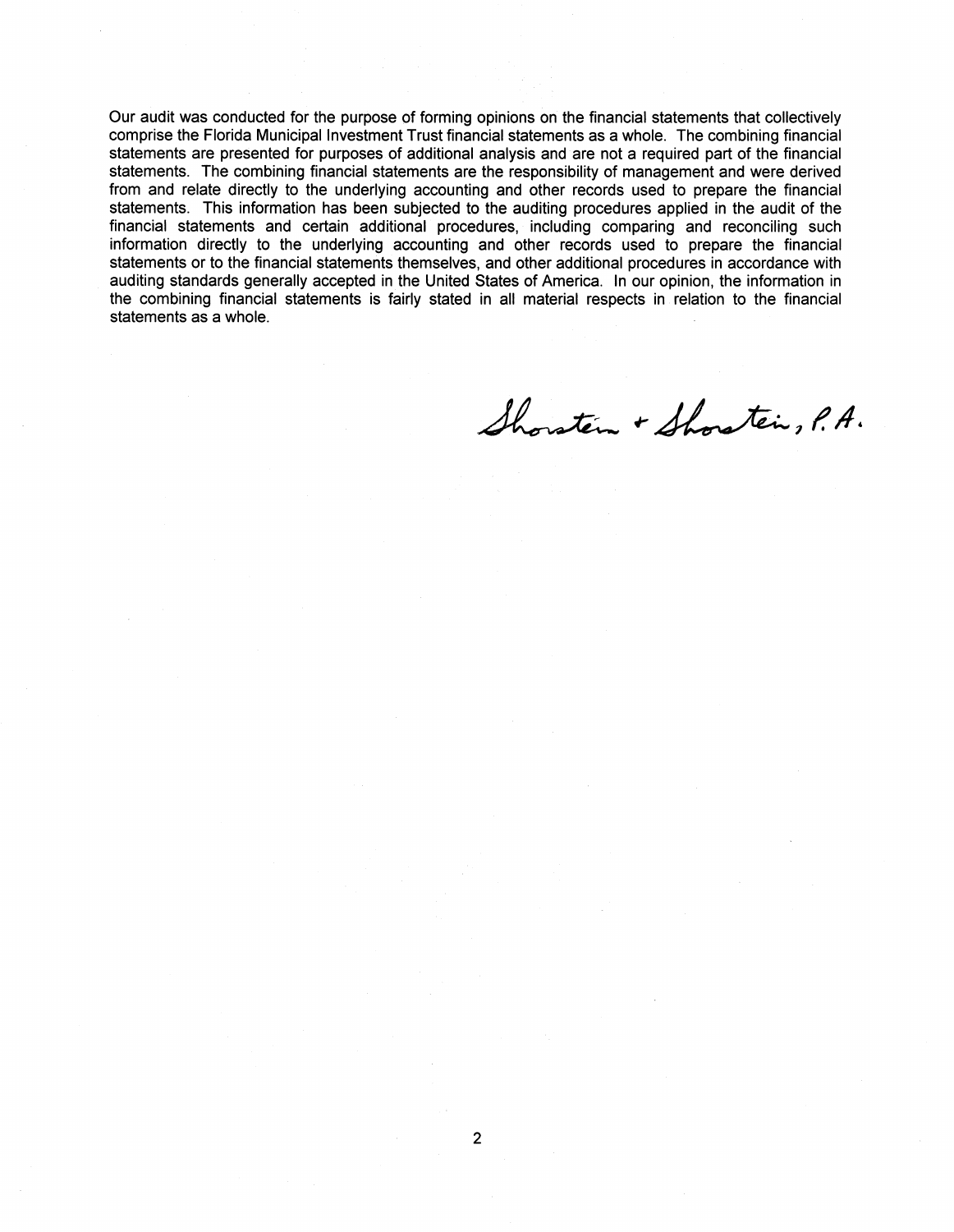Our audit was conducted for the purpose of forming opinions on the financial statements that collectively comprise the Florida Municipal Investment Trust financial statements as a whole. The combining financial statements are presented for purposes of additional analysis and are not a required part of the financial statements. The combining financial statements are the responsibility of management and were derived from and relate directly to the underlying accounting and other records used to prepare the financial statements. This information has been subjected to the auditing procedures applied in the audit of the financial statements and certain additional procedures, including comparing and reconciling such information directly to the underlying accounting and other records used to prepare the financial statements or to the financial statements themselves, and other additional procedures in accordance with auditing standards generally accepted in the United States of America. In our opinion, the information in the combining financial statements is fairly stated in all material respects in relation to the financial statements as a whole.

Shorstein + Shorstein, P.A.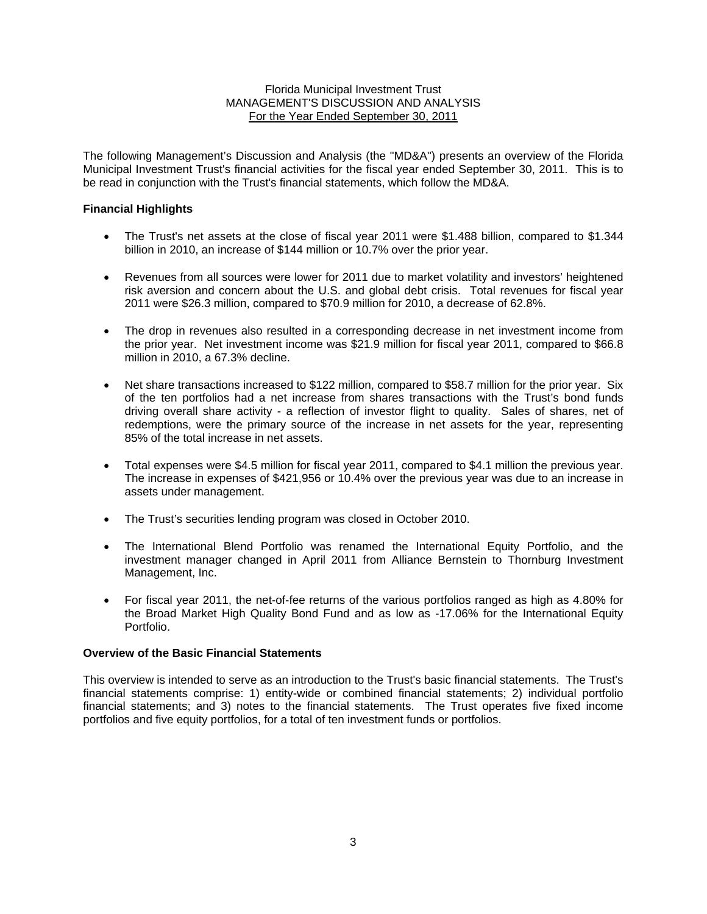Florida Municipal Investment Trust
MANAGEMENT'S DISCUSSION AND ANALYSIS
For the Year Ended September 30, 2011

The following Management's Discussion and Analysis (the "MD&A") presents an overview of the Florida Municipal Investment Trust's financial activities for the fiscal year ended September 30, 2011. This is to be read in conjunction with the Trust's financial statements, which follow the MD&A.

**Financial Highlights**

- The Trust's net assets at the close of fiscal year 2011 were $1.488 billion, compared to $1.344 billion in 2010, an increase of $144 million or 10.7% over the prior year.
- Revenues from all sources were lower for 2011 due to market volatility and investors' heightened risk aversion and concern about the U.S. and global debt crisis. Total revenues for fiscal year 2011 were $26.3 million, compared to $70.9 million for 2010, a decrease of 62.8%.
- The drop in revenues also resulted in a corresponding decrease in net investment income from the prior year. Net investment income was $21.9 million for fiscal year 2011, compared to $66.8 million in 2010, a 67.3% decline.
- Net share transactions increased to $122 million, compared to $58.7 million for the prior year. Six of the ten portfolios had a net increase from shares transactions with the Trust's bond funds driving overall share activity - a reflection of investor flight to quality. Sales of shares, net of redemptions, were the primary source of the increase in net assets for the year, representing 85% of the total increase in net assets.
- Total expenses were $4.5 million for fiscal year 2011, compared to $4.1 million the previous year. The increase in expenses of $421,956 or 10.4% over the previous year was due to an increase in assets under management.
- The Trust's securities lending program was closed in October 2010.
- The International Blend Portfolio was renamed the International Equity Portfolio, and the investment manager changed in April 2011 from Alliance Bernstein to Thornburg Investment Management, Inc.
- For fiscal year 2011, the net-of-fee returns of the various portfolios ranged as high as 4.80% for the Broad Market High Quality Bond Fund and as low as -17.06% for the International Equity Portfolio.

**Overview of the Basic Financial Statements**

This overview is intended to serve as an introduction to the Trust's basic financial statements. The Trust's financial statements comprise: 1) entity-wide or combined financial statements; 2) individual portfolio financial statements; and 3) notes to the financial statements. The Trust operates five fixed income portfolios and five equity portfolios, for a total of ten investment funds or portfolios.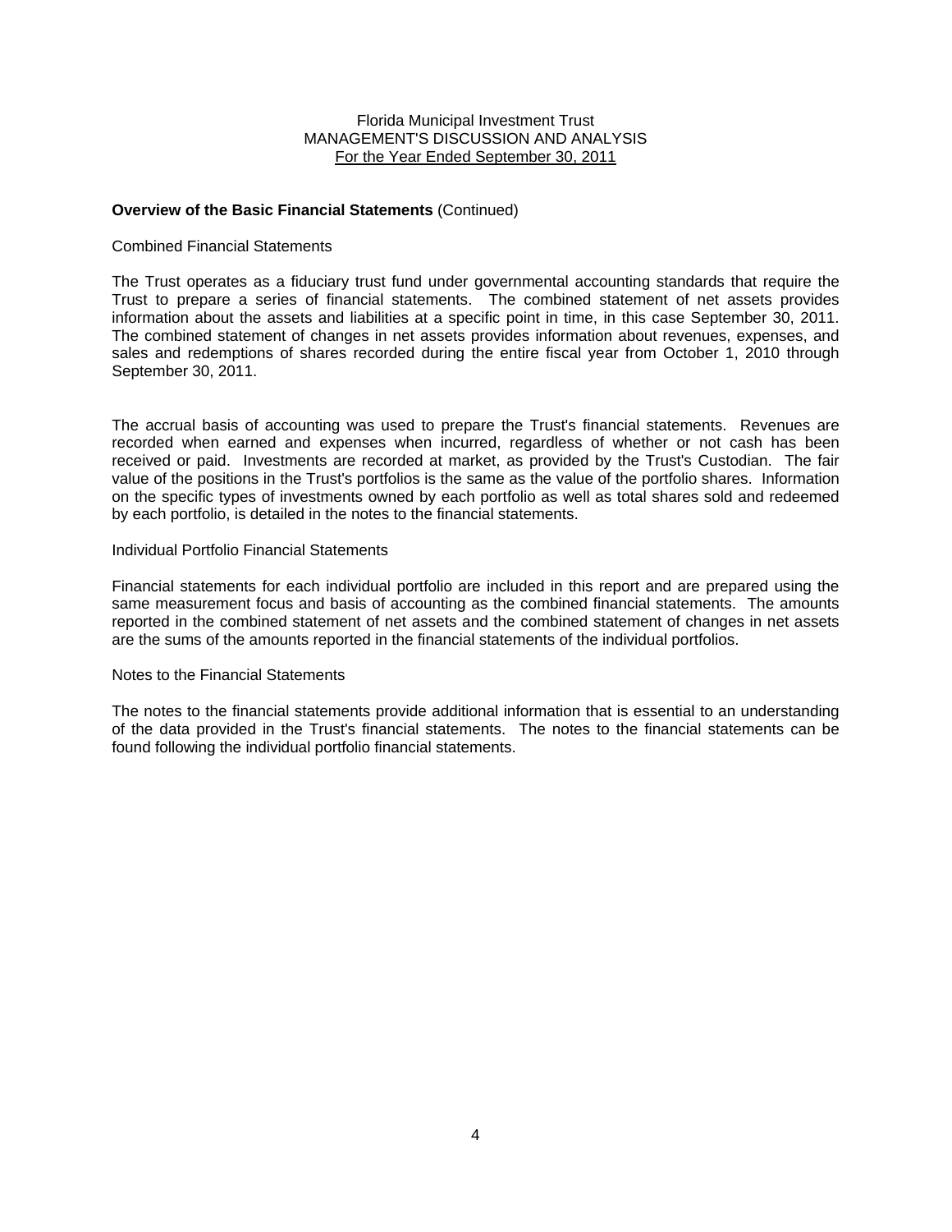**Overview of the Basic Financial Statements** (Continued)

Combined Financial Statements

The Trust operates as a fiduciary trust fund under governmental accounting standards that require the Trust to prepare a series of financial statements. The combined statement of net assets provides information about the assets and liabilities at a specific point in time, in this case September 30, 2011. The combined statement of changes in net assets provides information about revenues, expenses, and sales and redemptions of shares recorded during the entire fiscal year from October 1, 2010 through September 30, 2011.

The accrual basis of accounting was used to prepare the Trust's financial statements. Revenues are recorded when earned and expenses when incurred, regardless of whether or not cash has been received or paid. Investments are recorded at market, as provided by the Trust's Custodian. The fair value of the positions in the Trust's portfolios is the same as the value of the portfolio shares. Information on the specific types of investments owned by each portfolio as well as total shares sold and redeemed by each portfolio, is detailed in the notes to the financial statements.

Individual Portfolio Financial Statements

Financial statements for each individual portfolio are included in this report and are prepared using the same measurement focus and basis of accounting as the combined financial statements. The amounts reported in the combined statement of net assets and the combined statement of changes in net assets are the sums of the amounts reported in the financial statements of the individual portfolios.

Notes to the Financial Statements

The notes to the financial statements provide additional information that is essential to an understanding of the data provided in the Trust's financial statements. The notes to the financial statements can be found following the individual portfolio financial statements.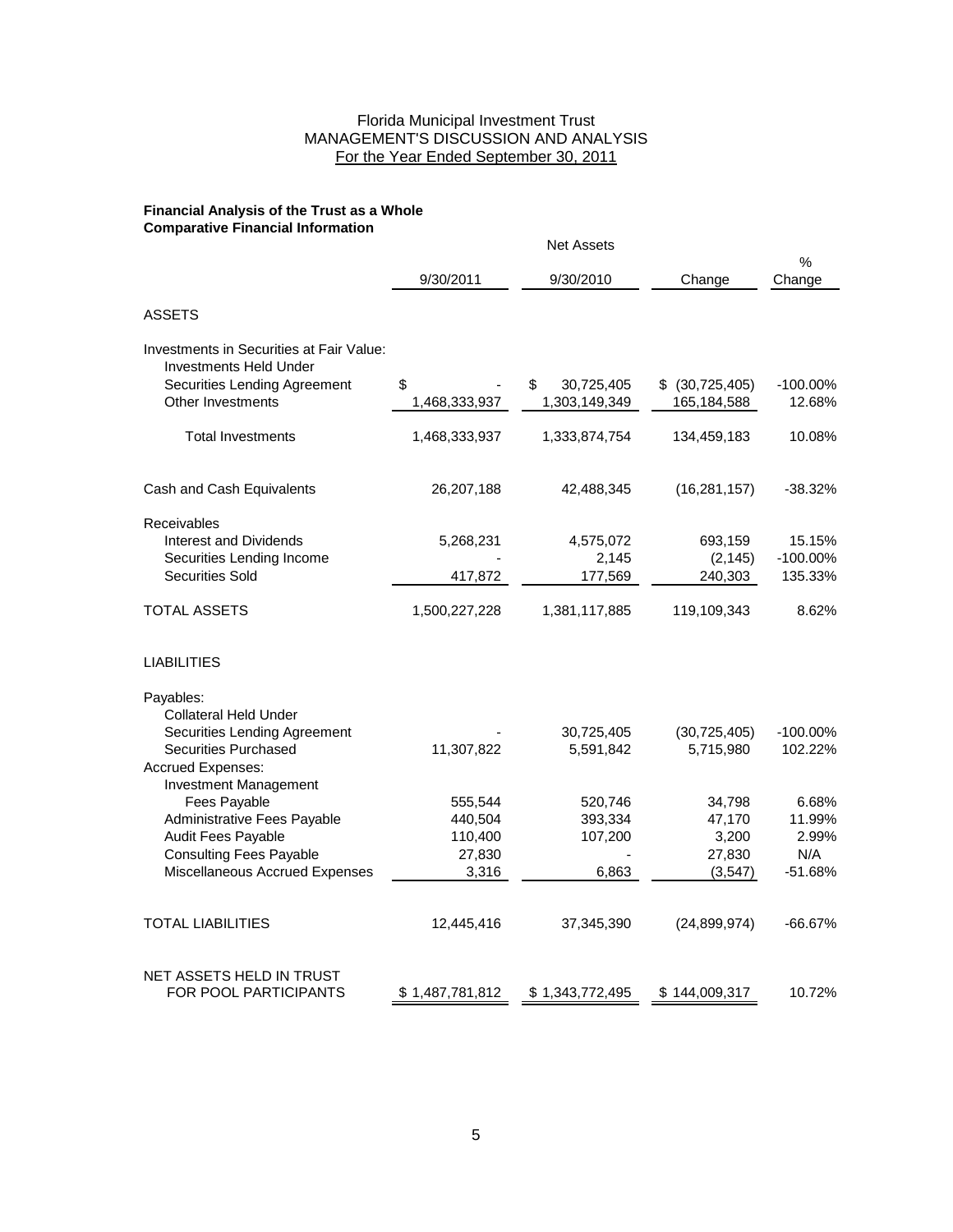Florida Municipal Investment Trust
MANAGEMENT'S DISCUSSION AND ANALYSIS
For the Year Ended September 30, 2011

**Financial Analysis of the Trust as a Whole**
**Comparative Financial Information**

| | Net Assets | | | |
|---|---|---|---|---|
| | 9/30/2011 | 9/30/2010 | Change | % Change |
| ASSETS | | | | |
| Investments in Securities at Fair Value: | | | | |
| Investments Held Under Securities Lending Agreement | $ - | $ 30,725,405 | $ (30,725,405) | -100.00% |
| Other Investments | 1,468,333,937 | 1,303,149,349 | 165,184,588 | 12.68% |
| Total Investments | 1,468,333,937 | 1,333,874,754 | 134,459,183 | 10.08% |
| Cash and Cash Equivalents | 26,207,188 | 42,488,345 | (16,281,157) | -38.32% |
| Receivables | | | | |
| Interest and Dividends | 5,268,231 | 4,575,072 | 693,159 | 15.15% |
| Securities Lending Income | - | 2,145 | (2,145) | -100.00% |
| Securities Sold | 417,872 | 177,569 | 240,303 | 135.33% |
| TOTAL ASSETS | 1,500,227,228 | 1,381,117,885 | 119,109,343 | 8.62% |
| LIABILITIES | | | | |
| Payables: | | | | |
| Collateral Held Under Securities Lending Agreement | - | 30,725,405 | (30,725,405) | -100.00% |
| Securities Purchased | 11,307,822 | 5,591,842 | 5,715,980 | 102.22% |
| Accrued Expenses: | | | | |
| Investment Management Fees Payable | 555,544 | 520,746 | 34,798 | 6.68% |
| Administrative Fees Payable | 440,504 | 393,334 | 47,170 | 11.99% |
| Audit Fees Payable | 110,400 | 107,200 | 3,200 | 2.99% |
| Consulting Fees Payable | 27,830 | - | 27,830 | N/A |
| Miscellaneous Accrued Expenses | 3,316 | 6,863 | (3,547) | -51.68% |
| TOTAL LIABILITIES | 12,445,416 | 37,345,390 | (24,899,974) | -66.67% |
| NET ASSETS HELD IN TRUST FOR POOL PARTICIPANTS | $ 1,487,781,812 | $ 1,343,772,495 | $ 144,009,317 | 10.72% |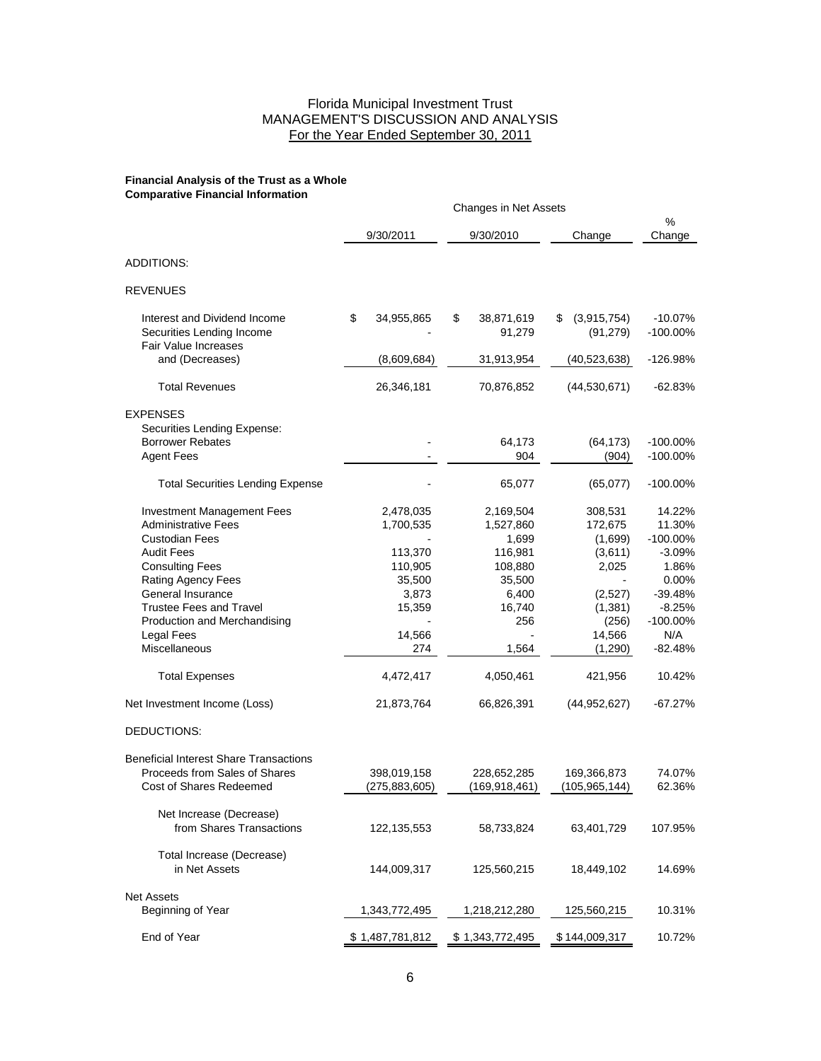# Florida Municipal Investment Trust
## MANAGEMENT'S DISCUSSION AND ANALYSIS
### For the Year Ended September 30, 2011

**Financial Analysis of the Trust as a Whole**
**Comparative Financial Information**

| | Changes in Net Assets | | | |
|---|---|---|---|---|
| | 9/30/2011 | 9/30/2010 | Change | % Change |
| ADDITIONS: | | | | |
| REVENUES | | | | |
| Interest and Dividend Income | $ 34,955,865 | $ 38,871,619 | $ (3,915,754) | -10.07% |
| Securities Lending Income | - | 91,279 | (91,279) | -100.00% |
| Fair Value Increases and (Decreases) | (8,609,684) | 31,913,954 | (40,523,638) | -126.98% |
| Total Revenues | 26,346,181 | 70,876,852 | (44,530,671) | -62.83% |
| EXPENSES | | | | |
| Securities Lending Expense: | | | | |
| Borrower Rebates | - | 64,173 | (64,173) | -100.00% |
| Agent Fees | - | 904 | (904) | -100.00% |
| Total Securities Lending Expense | - | 65,077 | (65,077) | -100.00% |
| Investment Management Fees | 2,478,035 | 2,169,504 | 308,531 | 14.22% |
| Administrative Fees | 1,700,535 | 1,527,860 | 172,675 | 11.30% |
| Custodian Fees | - | 1,699 | (1,699) | -100.00% |
| Audit Fees | 113,370 | 116,981 | (3,611) | -3.09% |
| Consulting Fees | 110,905 | 108,880 | 2,025 | 1.86% |
| Rating Agency Fees | 35,500 | 35,500 | - | 0.00% |
| General Insurance | 3,873 | 6,400 | (2,527) | -39.48% |
| Trustee Fees and Travel | 15,359 | 16,740 | (1,381) | -8.25% |
| Production and Merchandising | - | 256 | (256) | -100.00% |
| Legal Fees | 14,566 | - | 14,566 | N/A |
| Miscellaneous | 274 | 1,564 | (1,290) | -82.48% |
| Total Expenses | 4,472,417 | 4,050,461 | 421,956 | 10.42% |
| Net Investment Income (Loss) | 21,873,764 | 66,826,391 | (44,952,627) | -67.27% |
| DEDUCTIONS: | | | | |
| Beneficial Interest Share Transactions | | | | |
| Proceeds from Sales of Shares | 398,019,158 | 228,652,285 | 169,366,873 | 74.07% |
| Cost of Shares Redeemed | (275,883,605) | (169,918,461) | (105,965,144) | 62.36% |
| Net Increase (Decrease) from Shares Transactions | 122,135,553 | 58,733,824 | 63,401,729 | 107.95% |
| Total Increase (Decrease) in Net Assets | 144,009,317 | 125,560,215 | 18,449,102 | 14.69% |
| Net Assets | | | | |
| Beginning of Year | 1,343,772,495 | 1,218,212,280 | 125,560,215 | 10.31% |
| End of Year | $ 1,487,781,812 | $ 1,343,772,495 | $ 144,009,317 | 10.72% |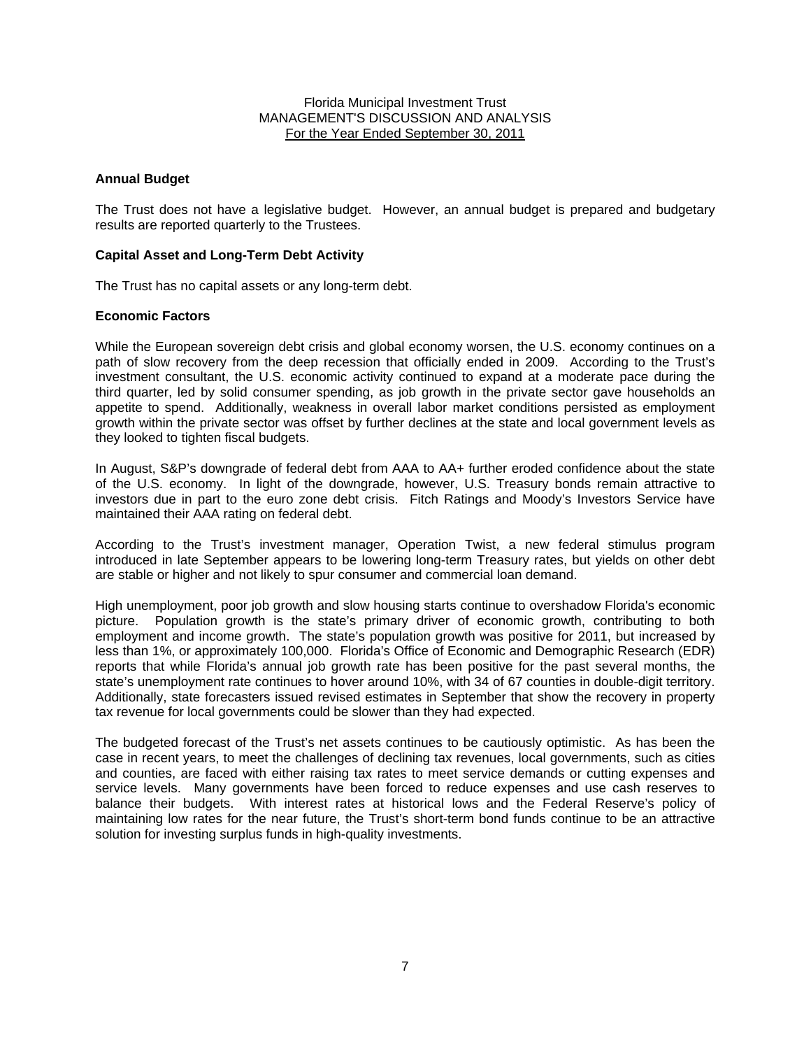Florida Municipal Investment Trust
MANAGEMENT'S DISCUSSION AND ANALYSIS
For the Year Ended September 30, 2011

**Annual Budget**

The Trust does not have a legislative budget. However, an annual budget is prepared and budgetary results are reported quarterly to the Trustees.

**Capital Asset and Long-Term Debt Activity**

The Trust has no capital assets or any long-term debt.

**Economic Factors**

While the European sovereign debt crisis and global economy worsen, the U.S. economy continues on a path of slow recovery from the deep recession that officially ended in 2009. According to the Trust's investment consultant, the U.S. economic activity continued to expand at a moderate pace during the third quarter, led by solid consumer spending, as job growth in the private sector gave households an appetite to spend. Additionally, weakness in overall labor market conditions persisted as employment growth within the private sector was offset by further declines at the state and local government levels as they looked to tighten fiscal budgets.

In August, S&P's downgrade of federal debt from AAA to AA+ further eroded confidence about the state of the U.S. economy. In light of the downgrade, however, U.S. Treasury bonds remain attractive to investors due in part to the euro zone debt crisis. Fitch Ratings and Moody's Investors Service have maintained their AAA rating on federal debt.

According to the Trust's investment manager, Operation Twist, a new federal stimulus program introduced in late September appears to be lowering long-term Treasury rates, but yields on other debt are stable or higher and not likely to spur consumer and commercial loan demand.

High unemployment, poor job growth and slow housing starts continue to overshadow Florida's economic picture. Population growth is the state's primary driver of economic growth, contributing to both employment and income growth. The state's population growth was positive for 2011, but increased by less than 1%, or approximately 100,000. Florida's Office of Economic and Demographic Research (EDR) reports that while Florida's annual job growth rate has been positive for the past several months, the state's unemployment rate continues to hover around 10%, with 34 of 67 counties in double-digit territory. Additionally, state forecasters issued revised estimates in September that show the recovery in property tax revenue for local governments could be slower than they had expected.

The budgeted forecast of the Trust's net assets continues to be cautiously optimistic. As has been the case in recent years, to meet the challenges of declining tax revenues, local governments, such as cities and counties, are faced with either raising tax rates to meet service demands or cutting expenses and service levels. Many governments have been forced to reduce expenses and use cash reserves to balance their budgets. With interest rates at historical lows and the Federal Reserve's policy of maintaining low rates for the near future, the Trust's short-term bond funds continue to be an attractive solution for investing surplus funds in high-quality investments.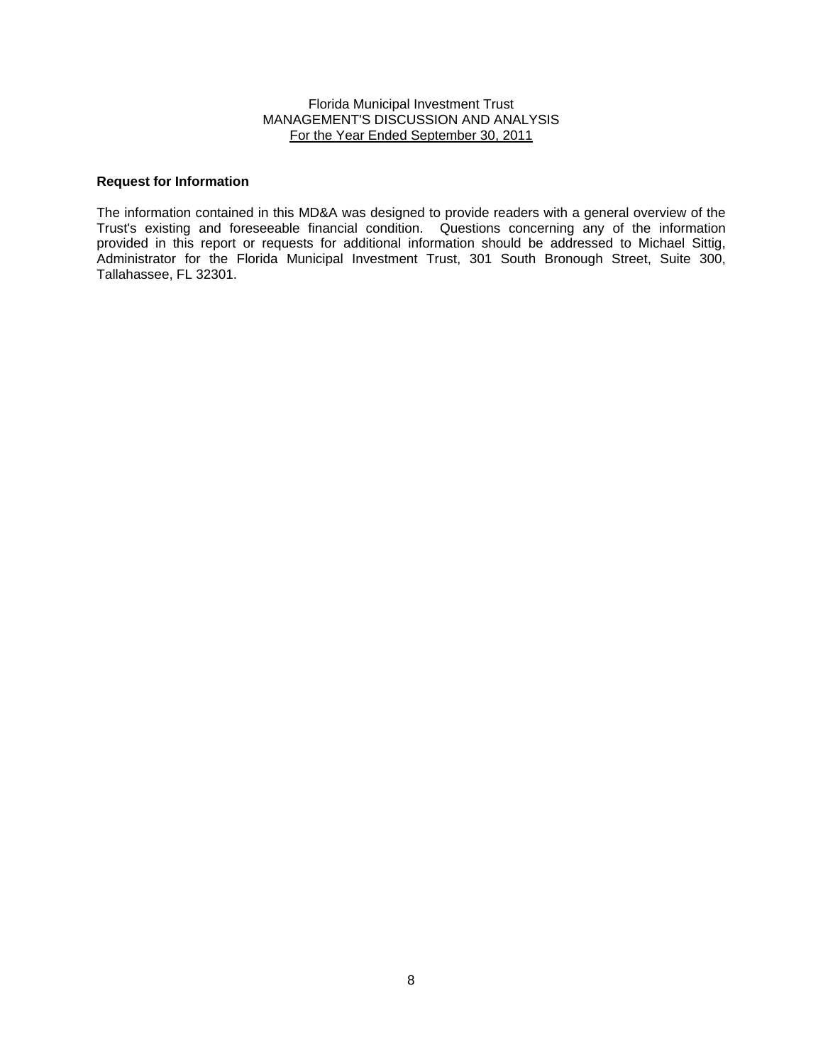## Request for Information

The information contained in this MD&A was designed to provide readers with a general overview of the Trust's existing and foreseeable financial condition. Questions concerning any of the information provided in this report or requests for additional information should be addressed to Michael Sittig, Administrator for the Florida Municipal Investment Trust, 301 South Bronough Street, Suite 300, Tallahassee, FL 32301.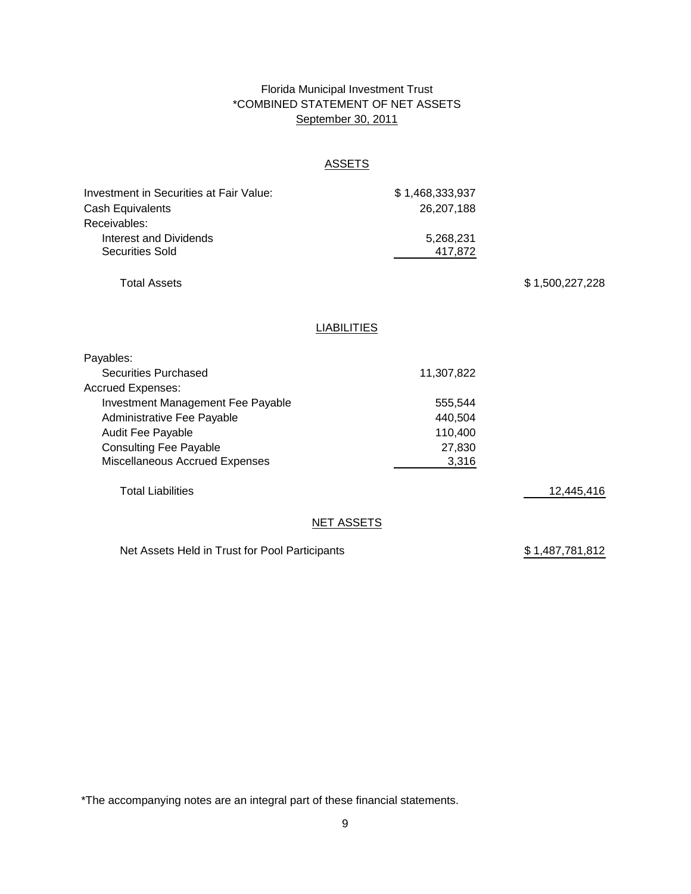# Florida Municipal Investment Trust
## *COMBINED STATEMENT OF NET ASSETS
### September 30, 2011

**ASSETS**

| | | |
|---|---|---|
| Investment in Securities at Fair Value: | $ 1,468,333,937 | |
| Cash Equivalents | 26,207,188 | |
| Receivables: | | |
| Interest and Dividends | 5,268,231 | |
| Securities Sold | 417,872 | |
| Total Assets | | $ 1,500,227,228 |

**LIABILITIES**

| | | |
|---|---|---|
| Payables: | | |
| Securities Purchased | 11,307,822 | |
| Accrued Expenses: | | |
| Investment Management Fee Payable | 555,544 | |
| Administrative Fee Payable | 440,504 | |
| Audit Fee Payable | 110,400 | |
| Consulting Fee Payable | 27,830 | |
| Miscellaneous Accrued Expenses | 3,316 | |
| Total Liabilities | | 12,445,416 |

**NET ASSETS**

| | | |
|---|---|---|
| Net Assets Held in Trust for Pool Participants | | $ 1,487,781,812 |

*The accompanying notes are an integral part of these financial statements.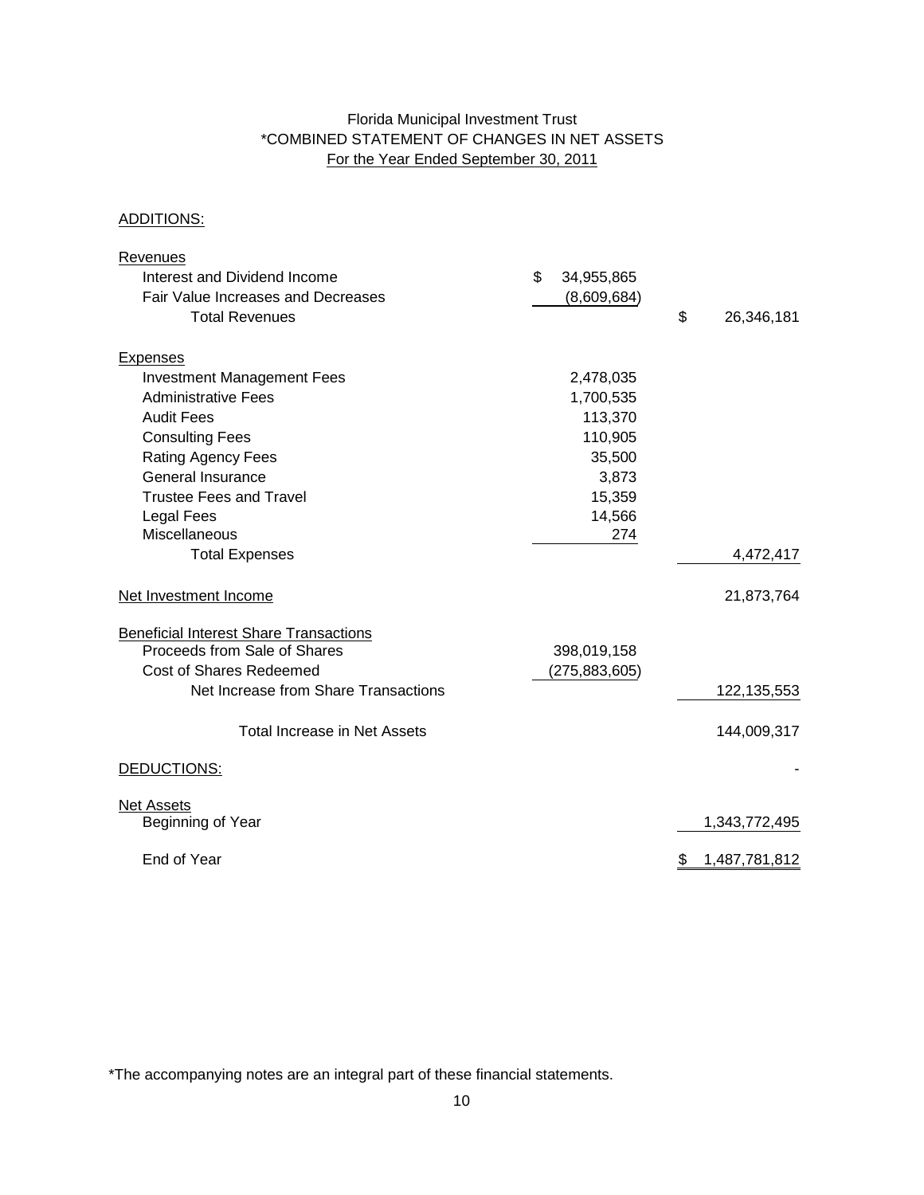# Florida Municipal Investment Trust
## *COMBINED STATEMENT OF CHANGES IN NET ASSETS
### For the Year Ended September 30, 2011

| | | |
|---|---|---|
| **ADDITIONS:** | | |
| Revenues | | |
| Interest and Dividend Income | $ 34,955,865 | |
| Fair Value Increases and Decreases | (8,609,684) | |
| Total Revenues | | $ 26,346,181 |
| Expenses | | |
| Investment Management Fees | 2,478,035 | |
| Administrative Fees | 1,700,535 | |
| Audit Fees | 113,370 | |
| Consulting Fees | 110,905 | |
| Rating Agency Fees | 35,500 | |
| General Insurance | 3,873 | |
| Trustee Fees and Travel | 15,359 | |
| Legal Fees | 14,566 | |
| Miscellaneous | 274 | |
| Total Expenses | | 4,472,417 |
| Net Investment Income | | 21,873,764 |
| Beneficial Interest Share Transactions | | |
| Proceeds from Sale of Shares | 398,019,158 | |
| Cost of Shares Redeemed | (275,883,605) | |
| Net Increase from Share Transactions | | 122,135,553 |
| Total Increase in Net Assets | | 144,009,317 |
| **DEDUCTIONS:** | | - |
| Net Assets | | |
| Beginning of Year | | 1,343,772,495 |
| End of Year | | $ 1,487,781,812 |

*The accompanying notes are an integral part of these financial statements.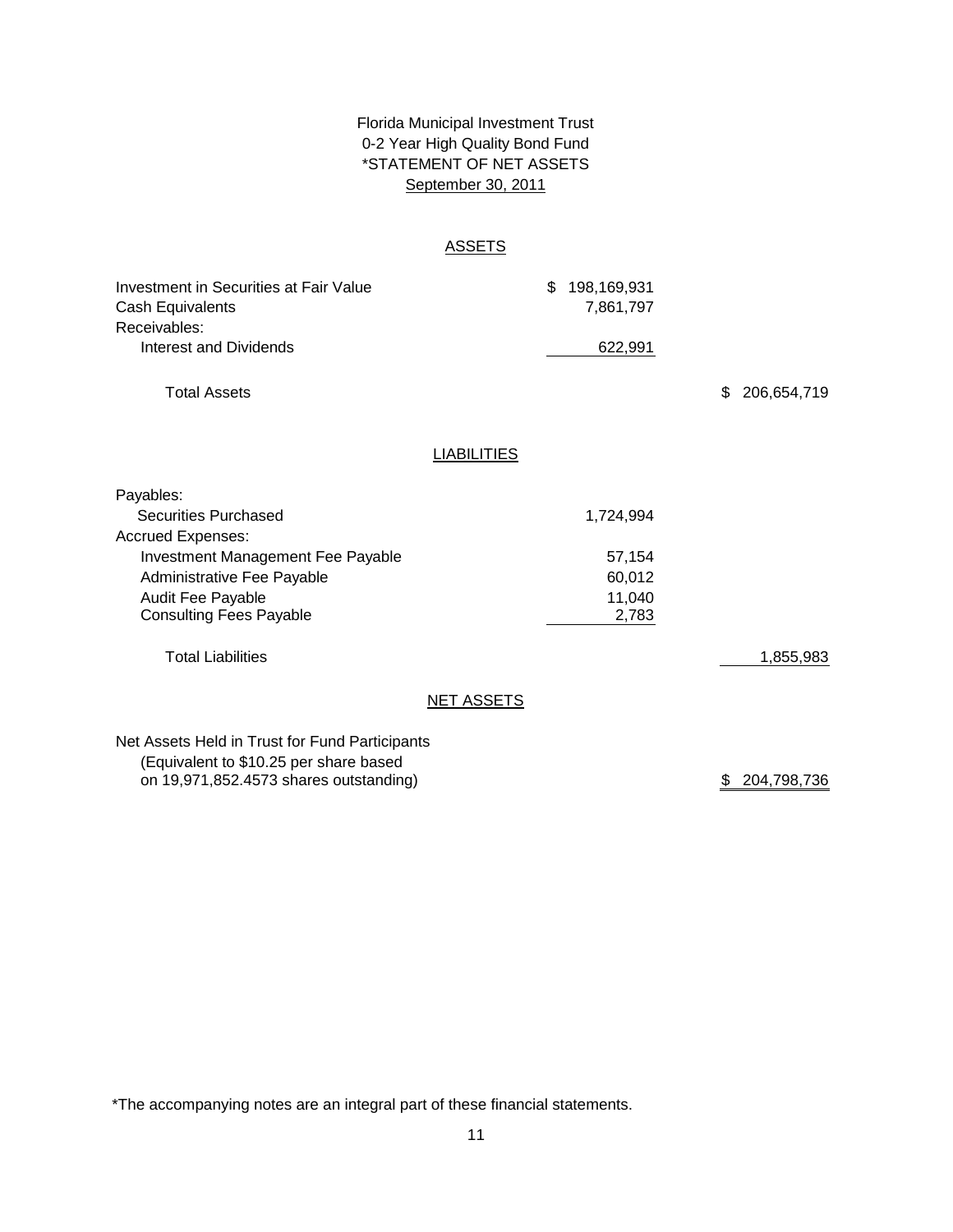# Florida Municipal Investment Trust
## 0-2 Year High Quality Bond Fund
## *STATEMENT OF NET ASSETS
## September 30, 2011

### ASSETS

| | | |
|---|---|---|
| Investment in Securities at Fair Value | $ 198,169,931 | |
| Cash Equivalents | 7,861,797 | |
| Receivables: | | |
| Interest and Dividends | 622,991 | |
| Total Assets | | $ 206,654,719 |

### LIABILITIES

| | | |
|---|---|---|
| Payables: | | |
| Securities Purchased | 1,724,994 | |
| Accrued Expenses: | | |
| Investment Management Fee Payable | 57,154 | |
| Administrative Fee Payable | 60,012 | |
| Audit Fee Payable | 11,040 | |
| Consulting Fees Payable | 2,783 | |
| Total Liabilities | | 1,855,983 |

### NET ASSETS

| | |
|---|---|
| Net Assets Held in Trust for Fund Participants (Equivalent to $10.25 per share based on 19,971,852.4573 shares outstanding) | $ 204,798,736 |

*The accompanying notes are an integral part of these financial statements.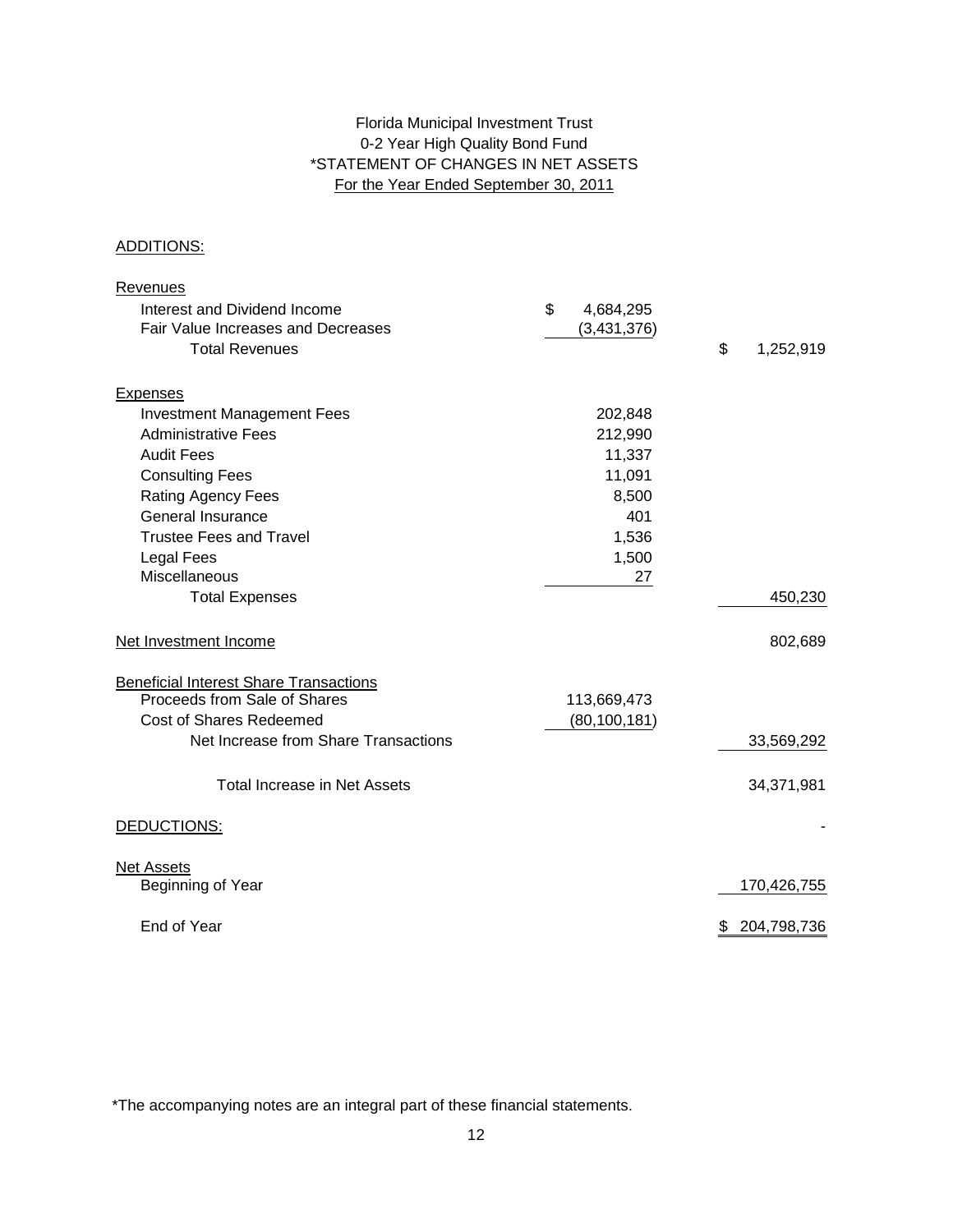# Florida Municipal Investment Trust
## 0-2 Year High Quality Bond Fund
## *STATEMENT OF CHANGES IN NET ASSETS
### For the Year Ended September 30, 2011

| | | |
|---|---|---|
| **ADDITIONS:** | | |
| **Revenues** | | |
| Interest and Dividend Income | $ 4,684,295 | |
| Fair Value Increases and Decreases | (3,431,376) | |
| Total Revenues | | $ 1,252,919 |
| **Expenses** | | |
| Investment Management Fees | 202,848 | |
| Administrative Fees | 212,990 | |
| Audit Fees | 11,337 | |
| Consulting Fees | 11,091 | |
| Rating Agency Fees | 8,500 | |
| General Insurance | 401 | |
| Trustee Fees and Travel | 1,536 | |
| Legal Fees | 1,500 | |
| Miscellaneous | 27 | |
| Total Expenses | | 450,230 |
| **Net Investment Income** | | 802,689 |
| **Beneficial Interest Share Transactions** | | |
| Proceeds from Sale of Shares | 113,669,473 | |
| Cost of Shares Redeemed | (80,100,181) | |
| Net Increase from Share Transactions | | 33,569,292 |
| Total Increase in Net Assets | | 34,371,981 |
| **DEDUCTIONS:** | | - |
| **Net Assets** | | |
| Beginning of Year | | 170,426,755 |
| End of Year | | $ 204,798,736 |

*The accompanying notes are an integral part of these financial statements.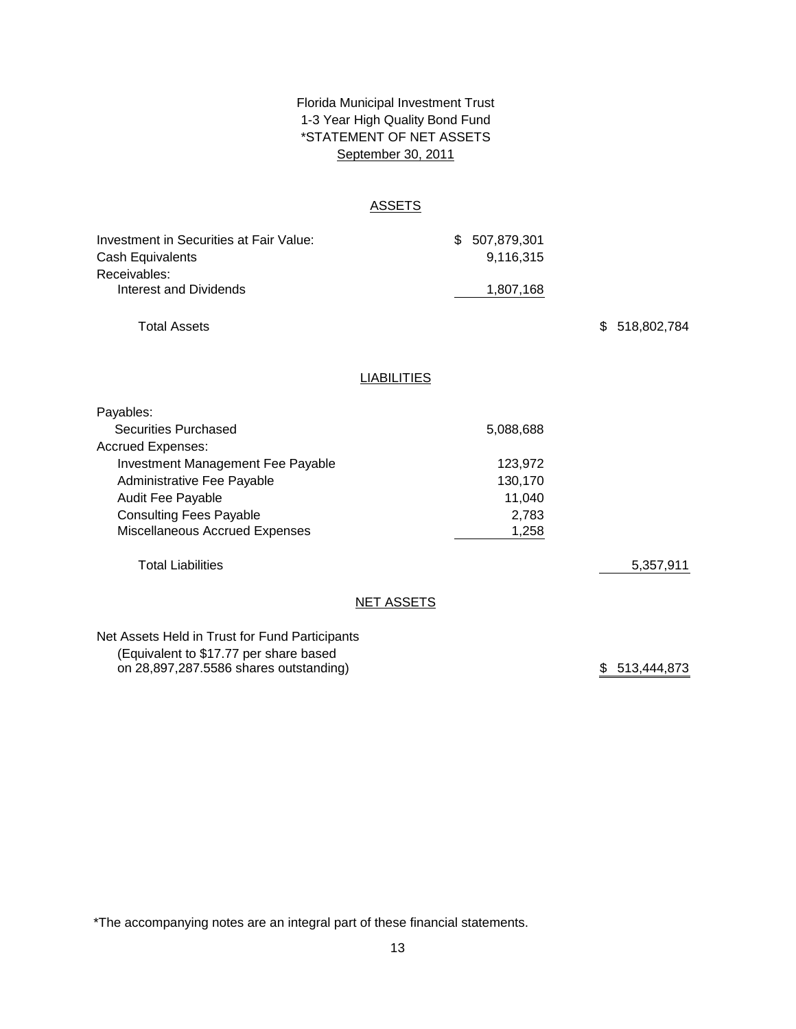# Florida Municipal Investment Trust
## 1-3 Year High Quality Bond Fund
## *STATEMENT OF NET ASSETS
## September 30, 2011

### ASSETS

| | | |
|---|---|---|
| Investment in Securities at Fair Value: | $ 507,879,301 | |
| Cash Equivalents | 9,116,315 | |
| Receivables: | | |
| Interest and Dividends | 1,807,168 | |
| Total Assets | | $ 518,802,784 |

### LIABILITIES

| | | |
|---|---|---|
| Payables: | | |
| Securities Purchased | 5,088,688 | |
| Accrued Expenses: | | |
| Investment Management Fee Payable | 123,972 | |
| Administrative Fee Payable | 130,170 | |
| Audit Fee Payable | 11,040 | |
| Consulting Fees Payable | 2,783 | |
| Miscellaneous Accrued Expenses | 1,258 | |
| Total Liabilities | | 5,357,911 |

### NET ASSETS

| | | |
|---|---|---|
| Net Assets Held in Trust for Fund Participants (Equivalent to $17.77 per share based on 28,897,287.5586 shares outstanding) | | $ 513,444,873 |

*The accompanying notes are an integral part of these financial statements.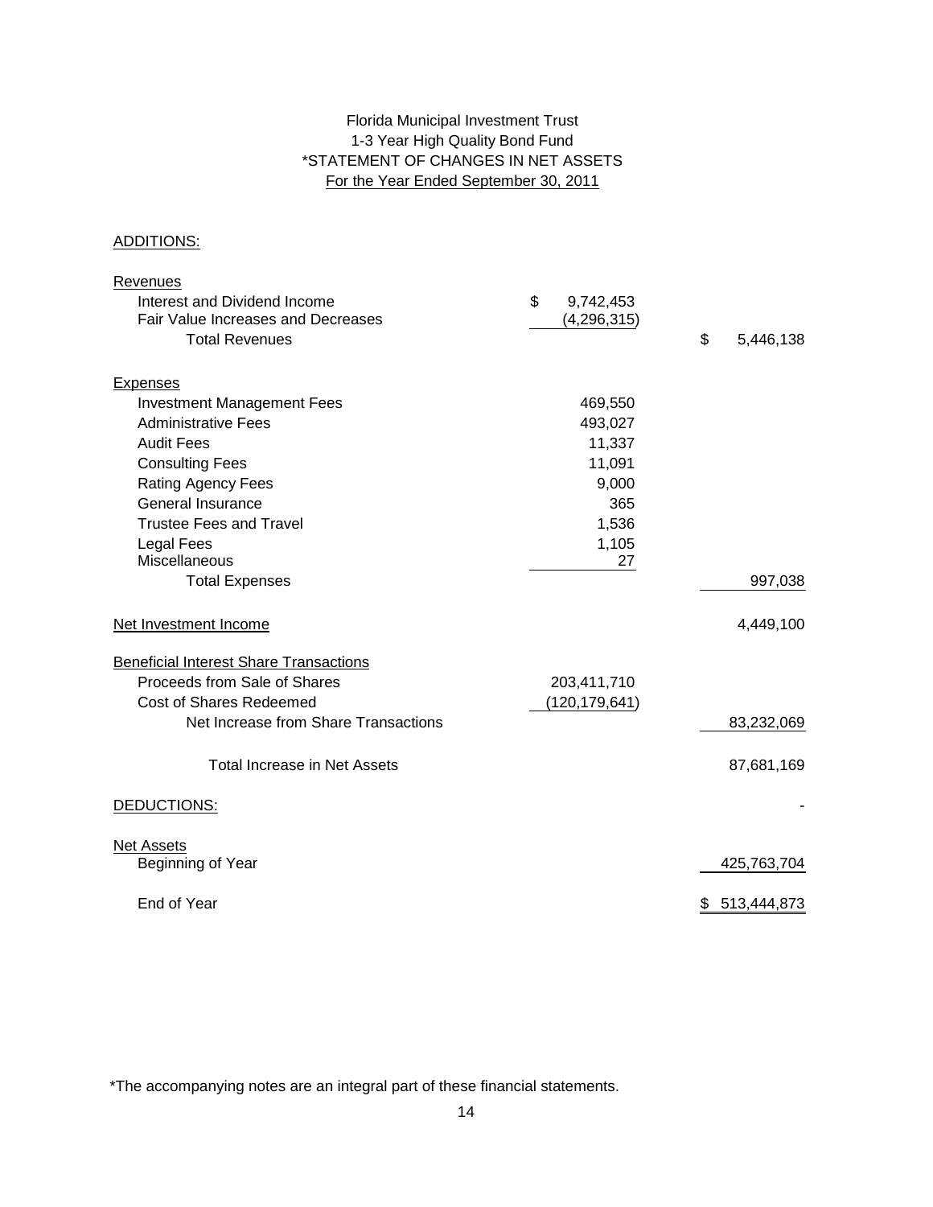Florida Municipal Investment Trust
1-3 Year High Quality Bond Fund
*STATEMENT OF CHANGES IN NET ASSETS
For the Year Ended September 30, 2011

| | | |
|---|---|---|
| ADDITIONS: | | |
| Revenues | | |
| Interest and Dividend Income | $ 9,742,453 | |
| Fair Value Increases and Decreases | (4,296,315) | |
| Total Revenues | | $ 5,446,138 |
| Expenses | | |
| Investment Management Fees | 469,550 | |
| Administrative Fees | 493,027 | |
| Audit Fees | 11,337 | |
| Consulting Fees | 11,091 | |
| Rating Agency Fees | 9,000 | |
| General Insurance | 365 | |
| Trustee Fees and Travel | 1,536 | |
| Legal Fees | 1,105 | |
| Miscellaneous | 27 | |
| Total Expenses | | 997,038 |
| Net Investment Income | | 4,449,100 |
| Beneficial Interest Share Transactions | | |
| Proceeds from Sale of Shares | 203,411,710 | |
| Cost of Shares Redeemed | (120,179,641) | |
| Net Increase from Share Transactions | | 83,232,069 |
| Total Increase in Net Assets | | 87,681,169 |
| DEDUCTIONS: | | - |
| Net Assets | | |
| Beginning of Year | | 425,763,704 |
| End of Year | | $ 513,444,873 |

*The accompanying notes are an integral part of these financial statements.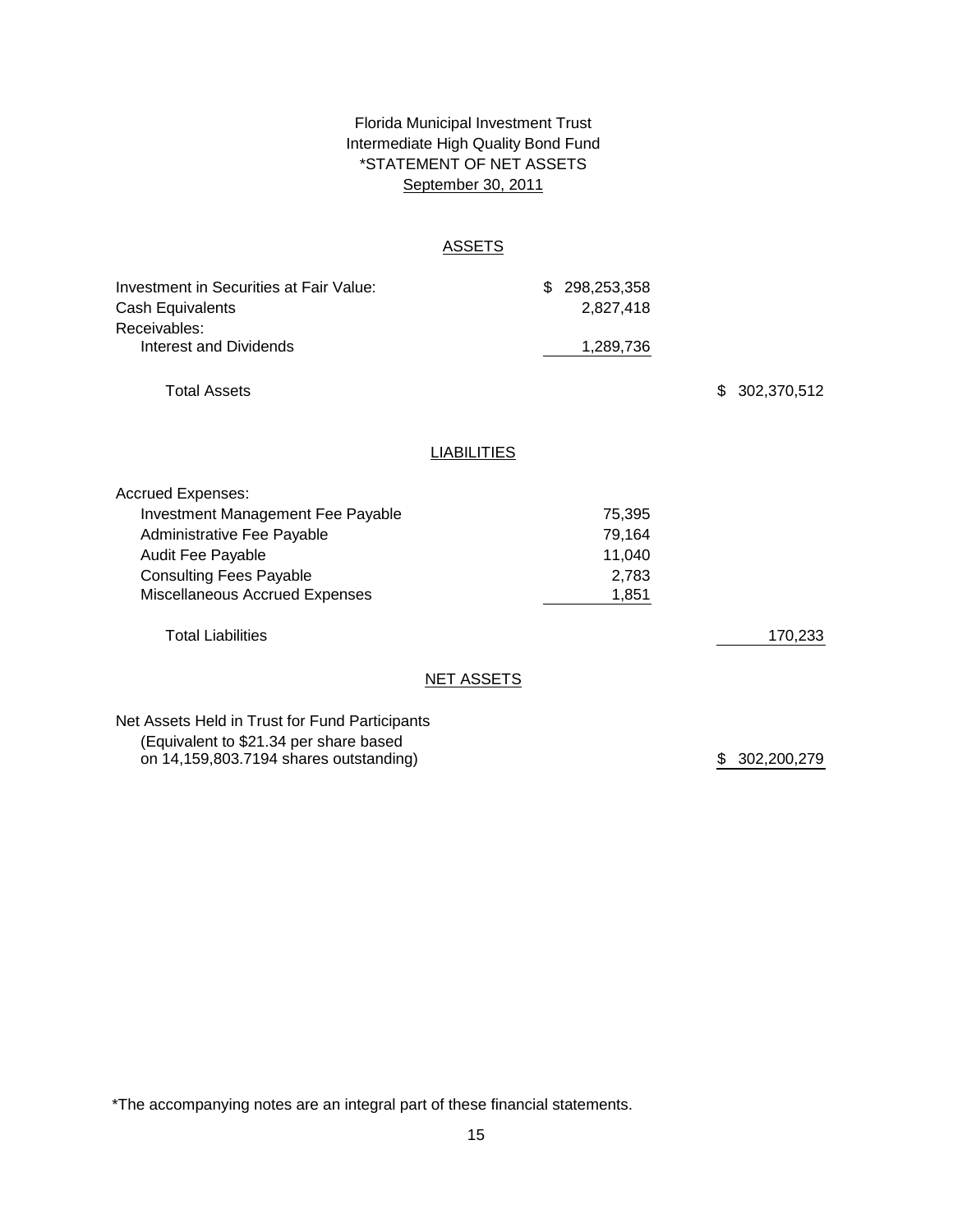# Florida Municipal Investment Trust
## Intermediate High Quality Bond Fund
## *STATEMENT OF NET ASSETS
## September 30, 2011

### ASSETS

| | | |
|---|---|---|
| Investment in Securities at Fair Value: | $ 298,253,358 | |
| Cash Equivalents | 2,827,418 | |
| Receivables: | | |
| Interest and Dividends | 1,289,736 | |
| Total Assets | | $ 302,370,512 |

### LIABILITIES

| | | |
|---|---|---|
| Accrued Expenses: | | |
| Investment Management Fee Payable | 75,395 | |
| Administrative Fee Payable | 79,164 | |
| Audit Fee Payable | 11,040 | |
| Consulting Fees Payable | 2,783 | |
| Miscellaneous Accrued Expenses | 1,851 | |
| Total Liabilities | | 170,233 |

### NET ASSETS

| | | |
|---|---|---|
| Net Assets Held in Trust for Fund Participants (Equivalent to $21.34 per share based on 14,159,803.7194 shares outstanding) | | $ 302,200,279 |

*The accompanying notes are an integral part of these financial statements.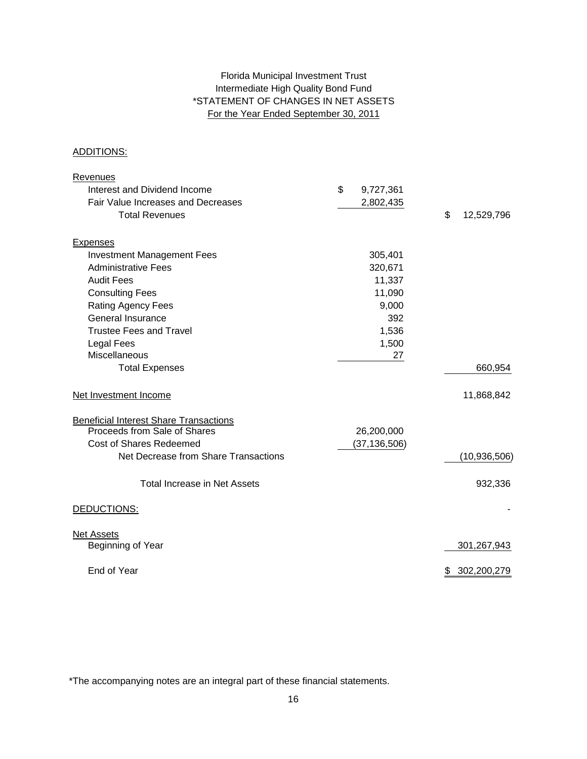# Florida Municipal Investment Trust
## Intermediate High Quality Bond Fund
## *STATEMENT OF CHANGES IN NET ASSETS
### For the Year Ended September 30, 2011

| | | |
|---|---|---|
| **ADDITIONS:** | | |
| **Revenues** | | |
| Interest and Dividend Income | $ 9,727,361 | |
| Fair Value Increases and Decreases | 2,802,435 | |
| Total Revenues | | $ 12,529,796 |
| **Expenses** | | |
| Investment Management Fees | 305,401 | |
| Administrative Fees | 320,671 | |
| Audit Fees | 11,337 | |
| Consulting Fees | 11,090 | |
| Rating Agency Fees | 9,000 | |
| General Insurance | 392 | |
| Trustee Fees and Travel | 1,536 | |
| Legal Fees | 1,500 | |
| Miscellaneous | 27 | |
| Total Expenses | | 660,954 |
| Net Investment Income | | 11,868,842 |
| **Beneficial Interest Share Transactions** | | |
| Proceeds from Sale of Shares | 26,200,000 | |
| Cost of Shares Redeemed | (37,136,506) | |
| Net Decrease from Share Transactions | | (10,936,506) |
| Total Increase in Net Assets | | 932,336 |
| **DEDUCTIONS:** | | - |
| **Net Assets** | | |
| Beginning of Year | | 301,267,943 |
| End of Year | | $ 302,200,279 |

*The accompanying notes are an integral part of these financial statements.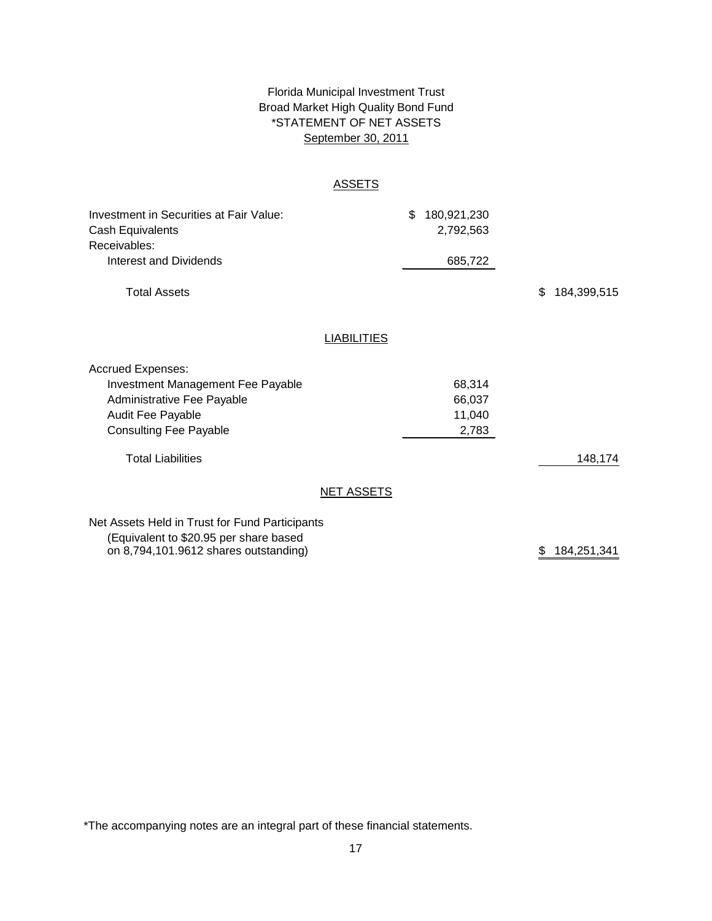# Florida Municipal Investment Trust
## Broad Market High Quality Bond Fund
## *STATEMENT OF NET ASSETS
### September 30, 2011

| | | |
|---|---|---|
| **ASSETS** | | |
| Investment in Securities at Fair Value: | $ 180,921,230 | |
| Cash Equivalents | 2,792,563 | |
| Receivables: | | |
| Interest and Dividends | 685,722 | |
| Total Assets | | $ 184,399,515 |
| **LIABILITIES** | | |
| Accrued Expenses: | | |
| Investment Management Fee Payable | 68,314 | |
| Administrative Fee Payable | 66,037 | |
| Audit Fee Payable | 11,040 | |
| Consulting Fee Payable | 2,783 | |
| Total Liabilities | | 148,174 |
| **NET ASSETS** | | |
| Net Assets Held in Trust for Fund Participants (Equivalent to $20.95 per share based on 8,794,101.9612 shares outstanding) | | $ 184,251,341 |

*The accompanying notes are an integral part of these financial statements.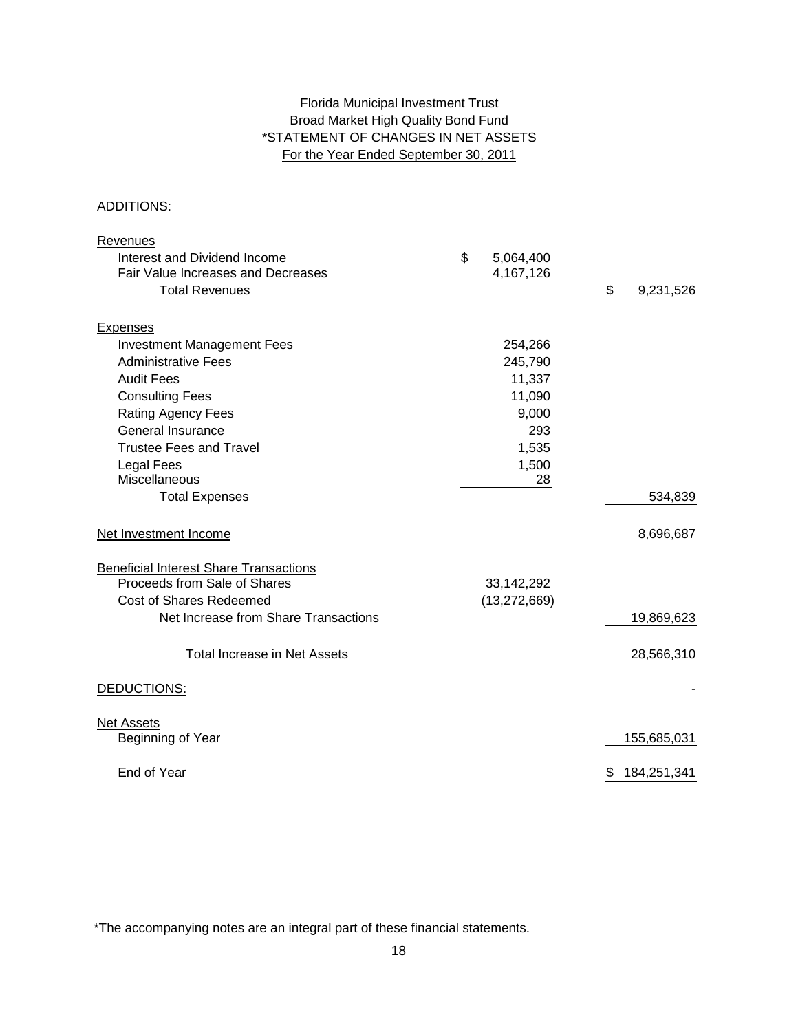# Florida Municipal Investment Trust
## Broad Market High Quality Bond Fund
## *STATEMENT OF CHANGES IN NET ASSETS
### For the Year Ended September 30, 2011

| | | |
|---|---|---|
| **ADDITIONS:** | | |
| Revenues | | |
| Interest and Dividend Income | $ 5,064,400 | |
| Fair Value Increases and Decreases | 4,167,126 | |
| Total Revenues | | $ 9,231,526 |
| Expenses | | |
| Investment Management Fees | 254,266 | |
| Administrative Fees | 245,790 | |
| Audit Fees | 11,337 | |
| Consulting Fees | 11,090 | |
| Rating Agency Fees | 9,000 | |
| General Insurance | 293 | |
| Trustee Fees and Travel | 1,535 | |
| Legal Fees | 1,500 | |
| Miscellaneous | 28 | |
| Total Expenses | | 534,839 |
| Net Investment Income | | 8,696,687 |
| Beneficial Interest Share Transactions | | |
| Proceeds from Sale of Shares | 33,142,292 | |
| Cost of Shares Redeemed | (13,272,669) | |
| Net Increase from Share Transactions | | 19,869,623 |
| Total Increase in Net Assets | | 28,566,310 |
| **DEDUCTIONS:** | | - |
| Net Assets | | |
| Beginning of Year | | 155,685,031 |
| End of Year | | $ 184,251,341 |

*The accompanying notes are an integral part of these financial statements.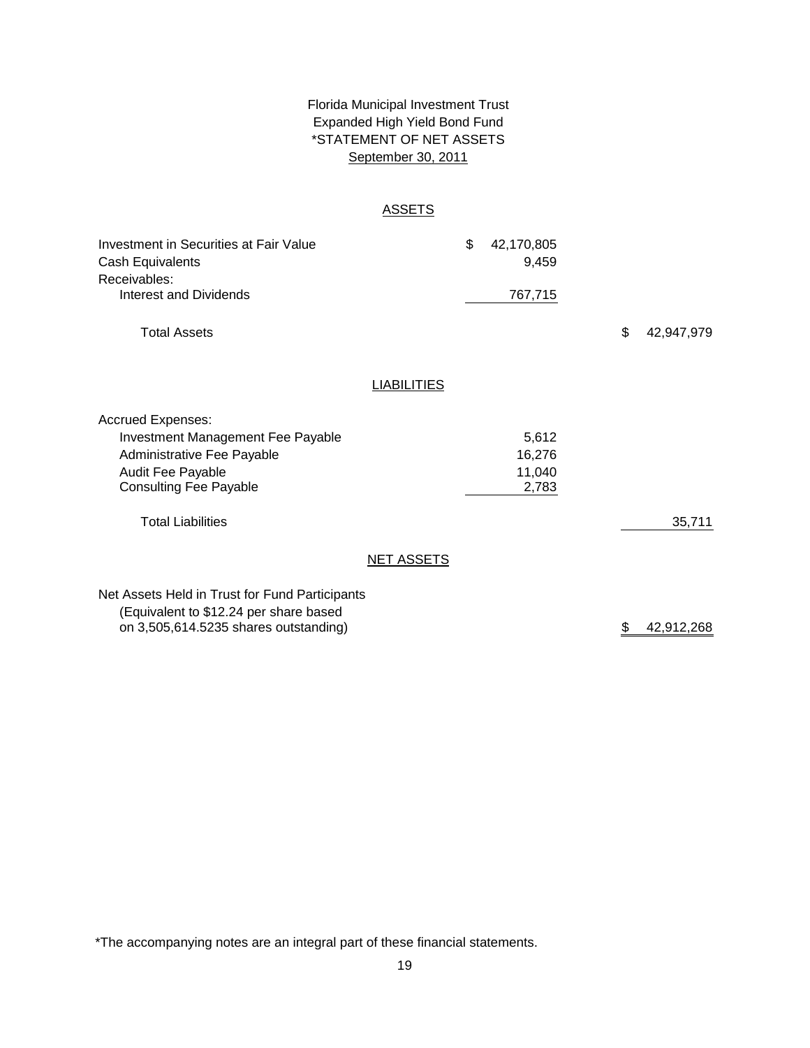Florida Municipal Investment Trust
Expanded High Yield Bond Fund
*STATEMENT OF NET ASSETS
September 30, 2011

## ASSETS

| | | |
|---|---|---|
| Investment in Securities at Fair Value | $ 42,170,805 | |
| Cash Equivalents | 9,459 | |
| Receivables: | | |
| Interest and Dividends | 767,715 | |
| Total Assets | | $ 42,947,979 |

## LIABILITIES

| | | |
|---|---|---|
| Accrued Expenses: | | |
| Investment Management Fee Payable | 5,612 | |
| Administrative Fee Payable | 16,276 | |
| Audit Fee Payable | 11,040 | |
| Consulting Fee Payable | 2,783 | |
| Total Liabilities | | 35,711 |

## NET ASSETS

| | | |
|---|---|---|
| Net Assets Held in Trust for Fund Participants (Equivalent to $12.24 per share based on 3,505,614.5235 shares outstanding) | | $ 42,912,268 |

*The accompanying notes are an integral part of these financial statements.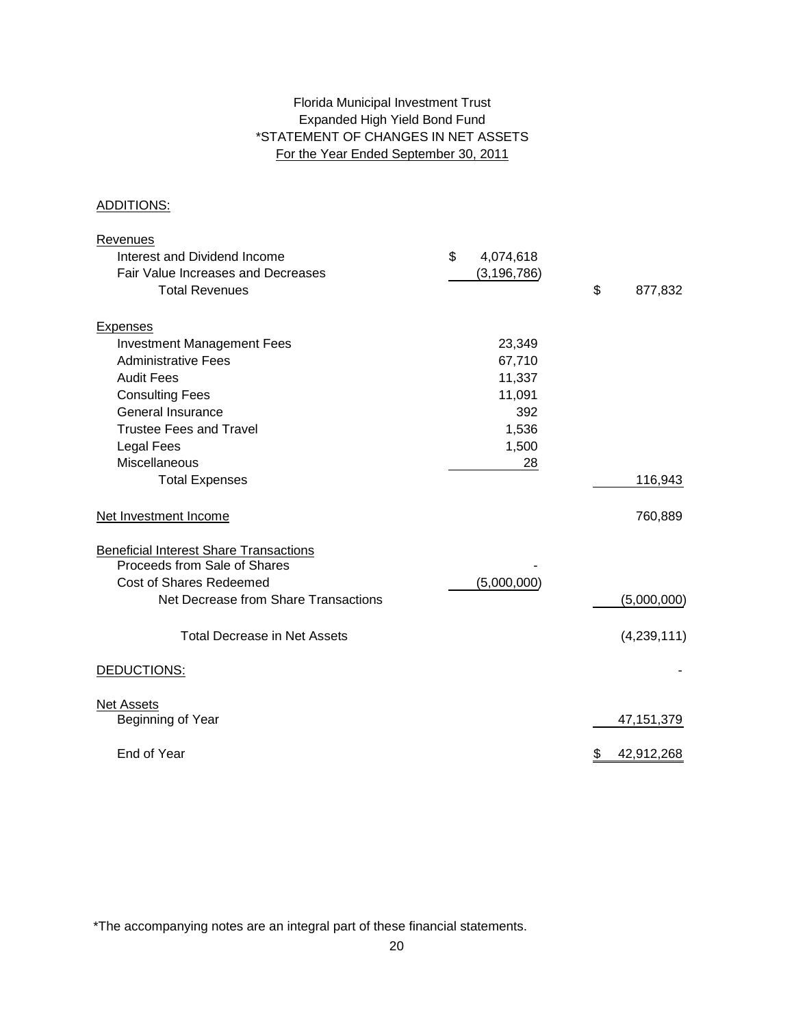Florida Municipal Investment Trust
Expanded High Yield Bond Fund
*STATEMENT OF CHANGES IN NET ASSETS
For the Year Ended September 30, 2011

| | | |
|---|---|---|
| **ADDITIONS:** | | |
| **Revenues** | | |
| Interest and Dividend Income | $ 4,074,618 | |
| Fair Value Increases and Decreases | (3,196,786) | |
| Total Revenues | | $ 877,832 |
| **Expenses** | | |
| Investment Management Fees | 23,349 | |
| Administrative Fees | 67,710 | |
| Audit Fees | 11,337 | |
| Consulting Fees | 11,091 | |
| General Insurance | 392 | |
| Trustee Fees and Travel | 1,536 | |
| Legal Fees | 1,500 | |
| Miscellaneous | 28 | |
| Total Expenses | | 116,943 |
| Net Investment Income | | 760,889 |
| **Beneficial Interest Share Transactions** | | |
| Proceeds from Sale of Shares | - | |
| Cost of Shares Redeemed | (5,000,000) | |
| Net Decrease from Share Transactions | | (5,000,000) |
| Total Decrease in Net Assets | | (4,239,111) |
| **DEDUCTIONS:** | | - |
| **Net Assets** | | |
| Beginning of Year | | 47,151,379 |
| End of Year | | $ 42,912,268 |

*The accompanying notes are an integral part of these financial statements.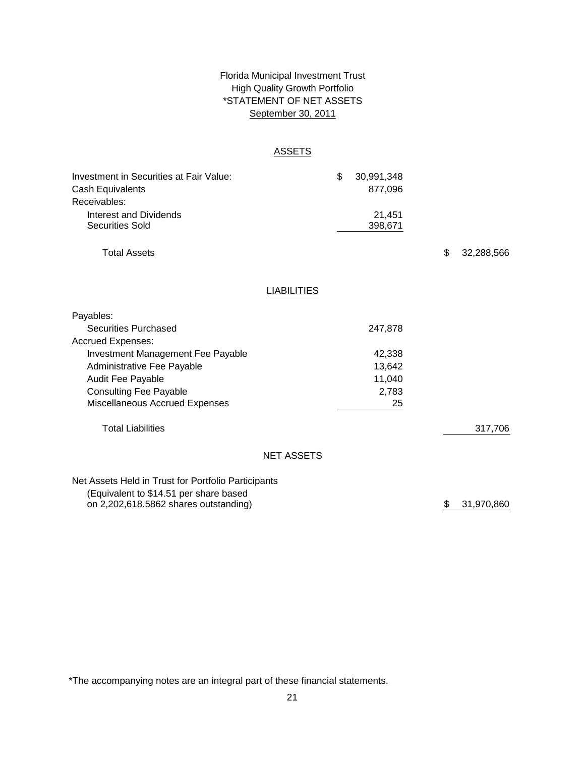Florida Municipal Investment Trust
High Quality Growth Portfolio
*STATEMENT OF NET ASSETS
September 30, 2011

## ASSETS

| | | |
|---|---|---|
| Investment in Securities at Fair Value: | $ 30,991,348 | |
| Cash Equivalents | 877,096 | |
| Receivables: | | |
| Interest and Dividends | 21,451 | |
| Securities Sold | 398,671 | |
| Total Assets | | $ 32,288,566 |

## LIABILITIES

| | | |
|---|---|---|
| Payables: | | |
| Securities Purchased | 247,878 | |
| Accrued Expenses: | | |
| Investment Management Fee Payable | 42,338 | |
| Administrative Fee Payable | 13,642 | |
| Audit Fee Payable | 11,040 | |
| Consulting Fee Payable | 2,783 | |
| Miscellaneous Accrued Expenses | 25 | |
| Total Liabilities | | 317,706 |

## NET ASSETS

| | | |
|---|---|---|
| Net Assets Held in Trust for Portfolio Participants (Equivalent to $14.51 per share based on 2,202,618.5862 shares outstanding) | | $ 31,970,860 |

*The accompanying notes are an integral part of these financial statements.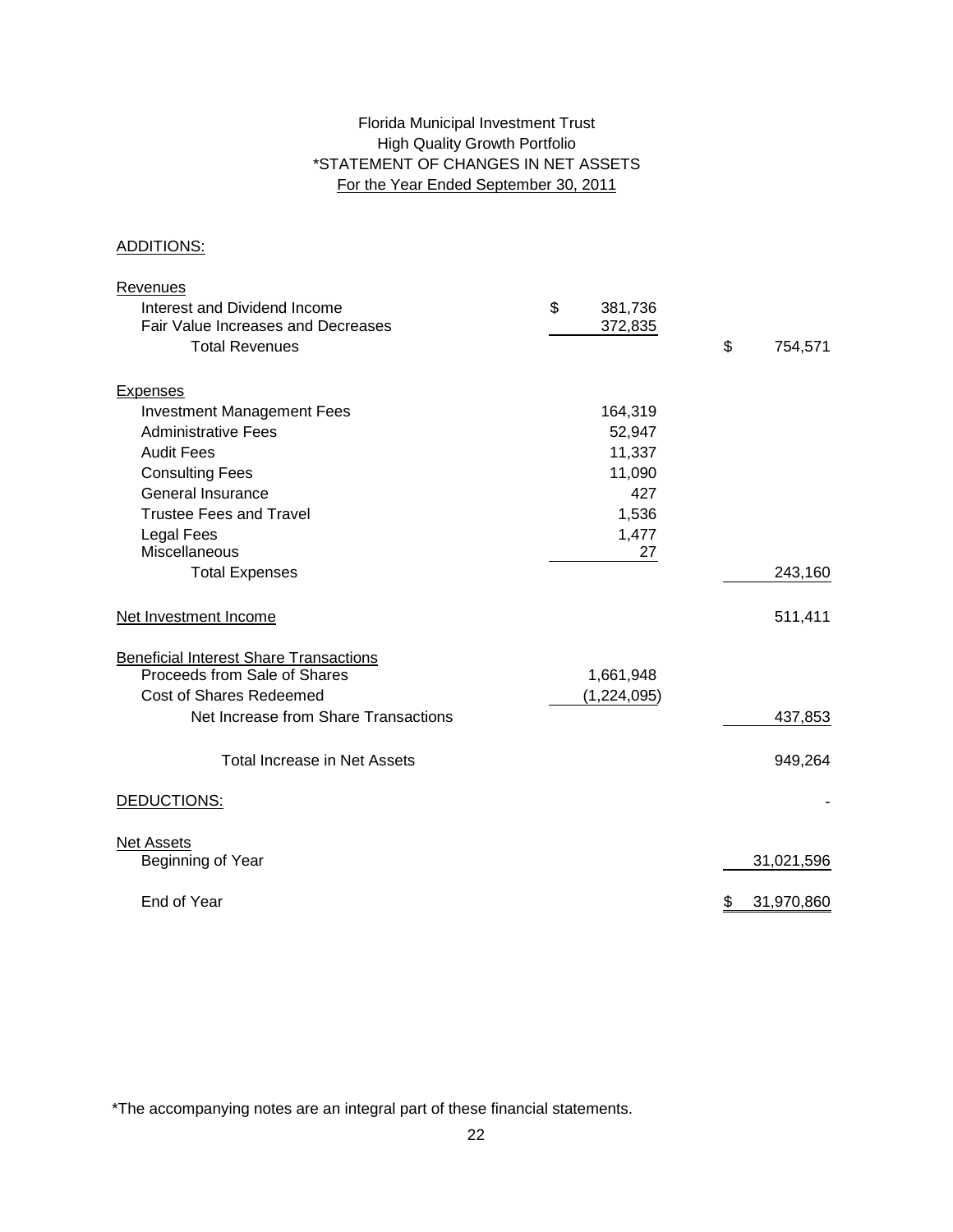Florida Municipal Investment Trust
High Quality Growth Portfolio
*STATEMENT OF CHANGES IN NET ASSETS
For the Year Ended September 30, 2011

| | | |
|---|---|---|
| ADDITIONS: | | |
| Revenues | | |
| Interest and Dividend Income | $ 381,736 | |
| Fair Value Increases and Decreases | 372,835 | |
| Total Revenues | | $ 754,571 |
| Expenses | | |
| Investment Management Fees | 164,319 | |
| Administrative Fees | 52,947 | |
| Audit Fees | 11,337 | |
| Consulting Fees | 11,090 | |
| General Insurance | 427 | |
| Trustee Fees and Travel | 1,536 | |
| Legal Fees | 1,477 | |
| Miscellaneous | 27 | |
| Total Expenses | | 243,160 |
| Net Investment Income | | 511,411 |
| Beneficial Interest Share Transactions | | |
| Proceeds from Sale of Shares | 1,661,948 | |
| Cost of Shares Redeemed | (1,224,095) | |
| Net Increase from Share Transactions | | 437,853 |
| Total Increase in Net Assets | | 949,264 |
| DEDUCTIONS: | | - |
| Net Assets | | |
| Beginning of Year | | 31,021,596 |
| End of Year | | $ 31,970,860 |

*The accompanying notes are an integral part of these financial statements.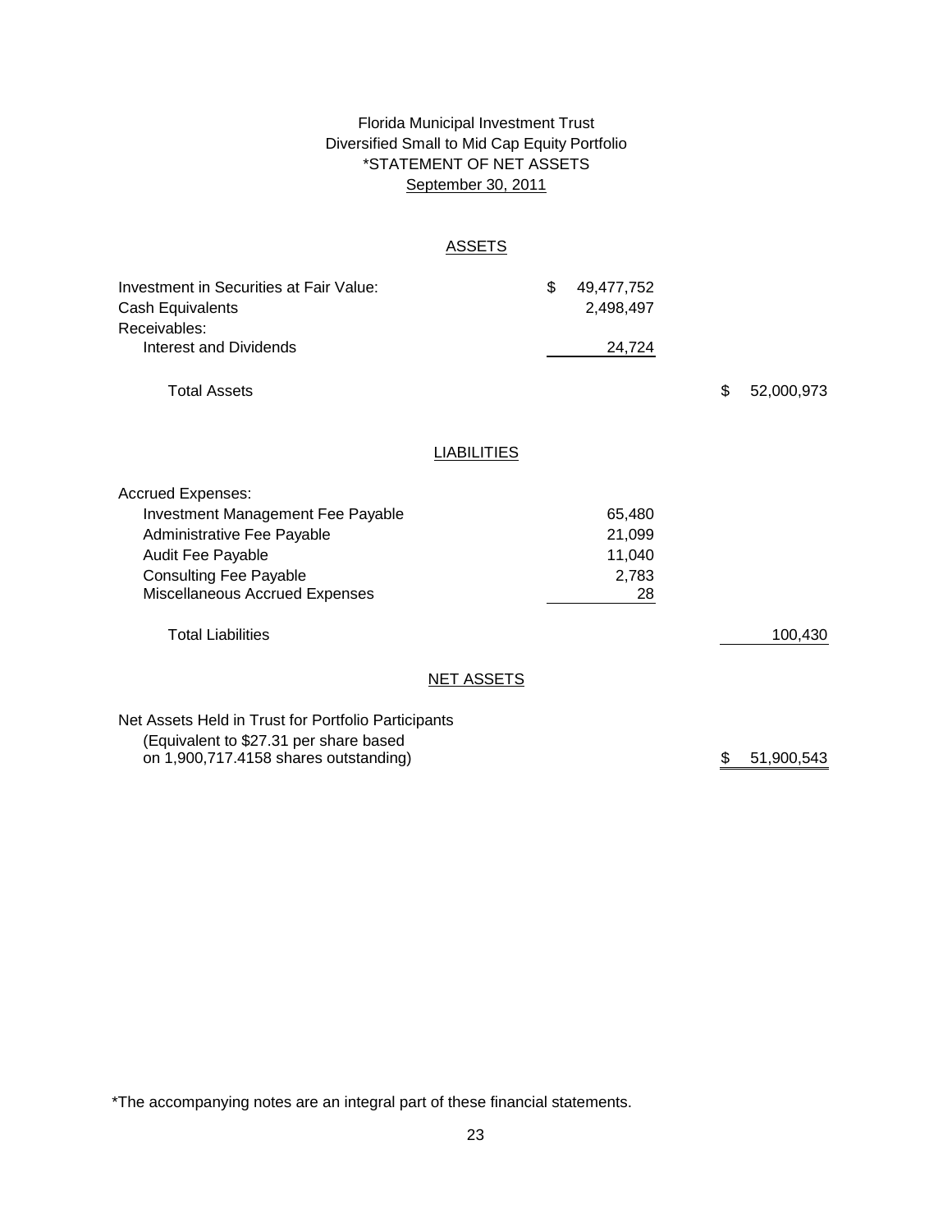Florida Municipal Investment Trust
Diversified Small to Mid Cap Equity Portfolio
*STATEMENT OF NET ASSETS
September 30, 2011

## ASSETS

| | | |
|---|---|---|
| Investment in Securities at Fair Value: | $ 49,477,752 | |
| Cash Equivalents | 2,498,497 | |
| Receivables: | | |
| Interest and Dividends | 24,724 | |
| Total Assets | | $ 52,000,973 |

## LIABILITIES

| | | |
|---|---|---|
| Accrued Expenses: | | |
| Investment Management Fee Payable | 65,480 | |
| Administrative Fee Payable | 21,099 | |
| Audit Fee Payable | 11,040 | |
| Consulting Fee Payable | 2,783 | |
| Miscellaneous Accrued Expenses | 28 | |
| Total Liabilities | | 100,430 |

## NET ASSETS

| | | |
|---|---|---|
| Net Assets Held in Trust for Portfolio Participants (Equivalent to $27.31 per share based on 1,900,717.4158 shares outstanding) | | $ 51,900,543 |

*The accompanying notes are an integral part of these financial statements.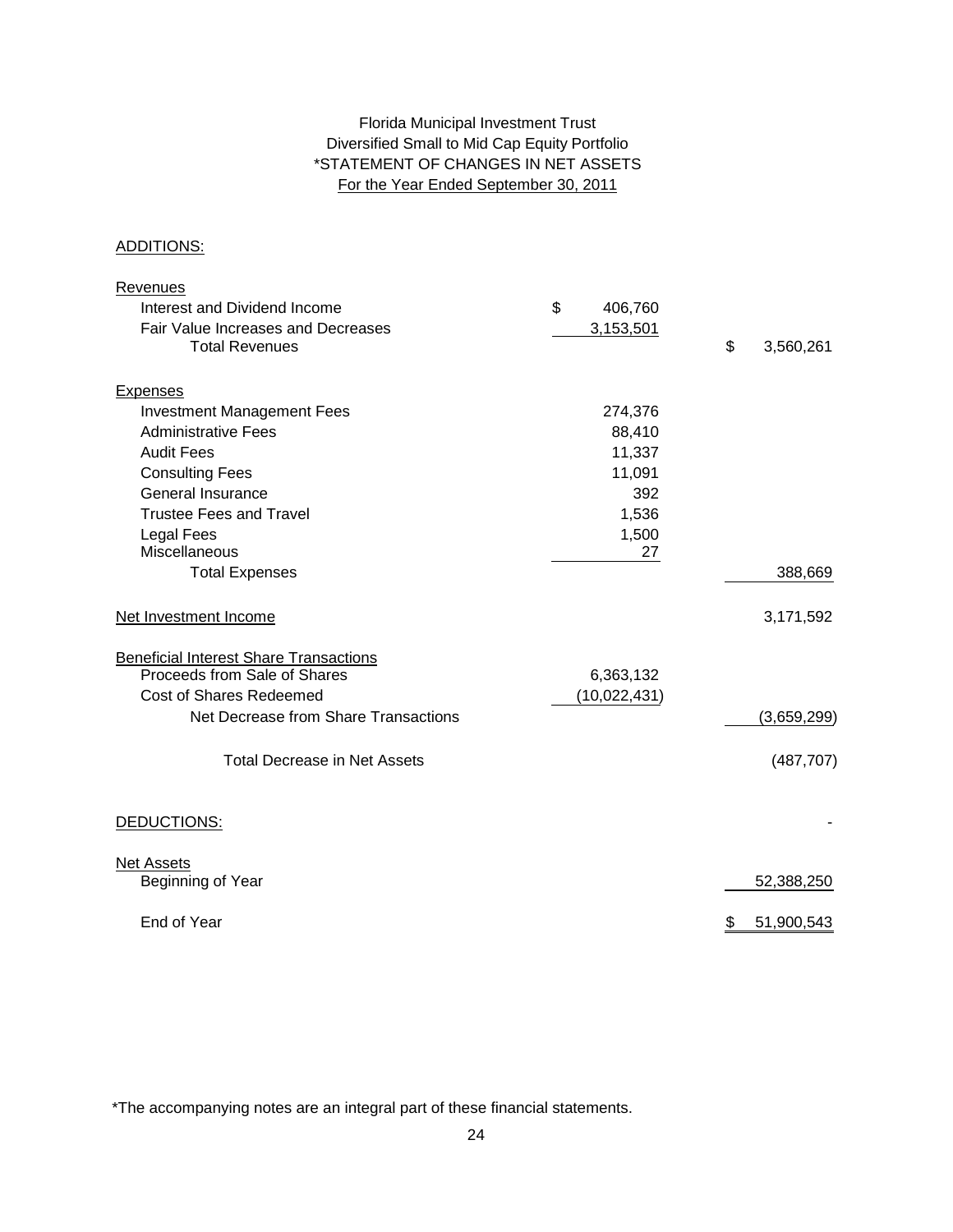Florida Municipal Investment Trust
Diversified Small to Mid Cap Equity Portfolio
*STATEMENT OF CHANGES IN NET ASSETS
For the Year Ended September 30, 2011

ADDITIONS:

| | | |
|---|---|---|
| **Revenues** | | |
| Interest and Dividend Income | $ 406,760 | |
| Fair Value Increases and Decreases | 3,153,501 | |
| Total Revenues | | $ 3,560,261 |
| **Expenses** | | |
| Investment Management Fees | 274,376 | |
| Administrative Fees | 88,410 | |
| Audit Fees | 11,337 | |
| Consulting Fees | 11,091 | |
| General Insurance | 392 | |
| Trustee Fees and Travel | 1,536 | |
| Legal Fees | 1,500 | |
| Miscellaneous | 27 | |
| Total Expenses | | 388,669 |
| Net Investment Income | | 3,171,592 |
| **Beneficial Interest Share Transactions** | | |
| Proceeds from Sale of Shares | 6,363,132 | |
| Cost of Shares Redeemed | (10,022,431) | |
| Net Decrease from Share Transactions | | (3,659,299) |
| Total Decrease in Net Assets | | (487,707) |
| DEDUCTIONS: | | - |
| **Net Assets** | | |
| Beginning of Year | | 52,388,250 |
| End of Year | | $ 51,900,543 |

*The accompanying notes are an integral part of these financial statements.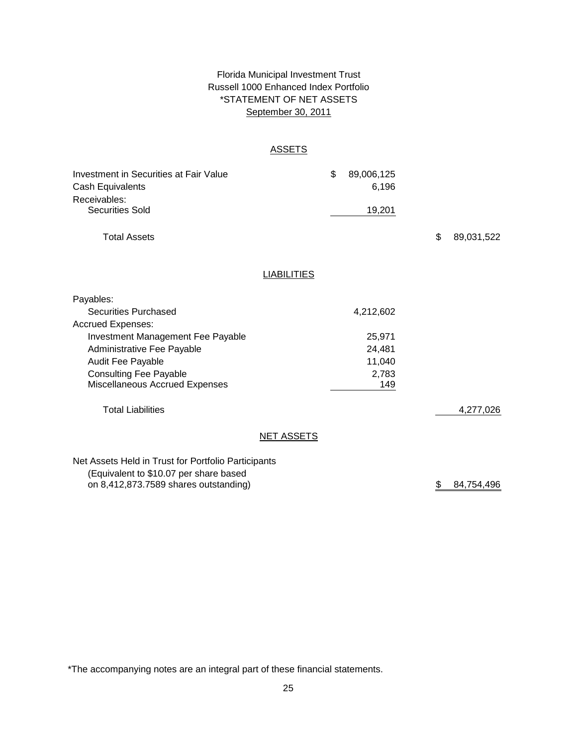Florida Municipal Investment Trust
Russell 1000 Enhanced Index Portfolio
*STATEMENT OF NET ASSETS
September 30, 2011

## ASSETS

| | | |
|---|---|---|
| Investment in Securities at Fair Value | $ 89,006,125 | |
| Cash Equivalents | 6,196 | |
| Receivables: | | |
| Securities Sold | 19,201 | |
| Total Assets | | $ 89,031,522 |

## LIABILITIES

| | | |
|---|---|---|
| Payables: | | |
| Securities Purchased | 4,212,602 | |
| Accrued Expenses: | | |
| Investment Management Fee Payable | 25,971 | |
| Administrative Fee Payable | 24,481 | |
| Audit Fee Payable | 11,040 | |
| Consulting Fee Payable | 2,783 | |
| Miscellaneous Accrued Expenses | 149 | |
| Total Liabilities | | 4,277,026 |

## NET ASSETS

| | | |
|---|---|---|
| Net Assets Held in Trust for Portfolio Participants (Equivalent to $10.07 per share based on 8,412,873.7589 shares outstanding) | | $ 84,754,496 |

*The accompanying notes are an integral part of these financial statements.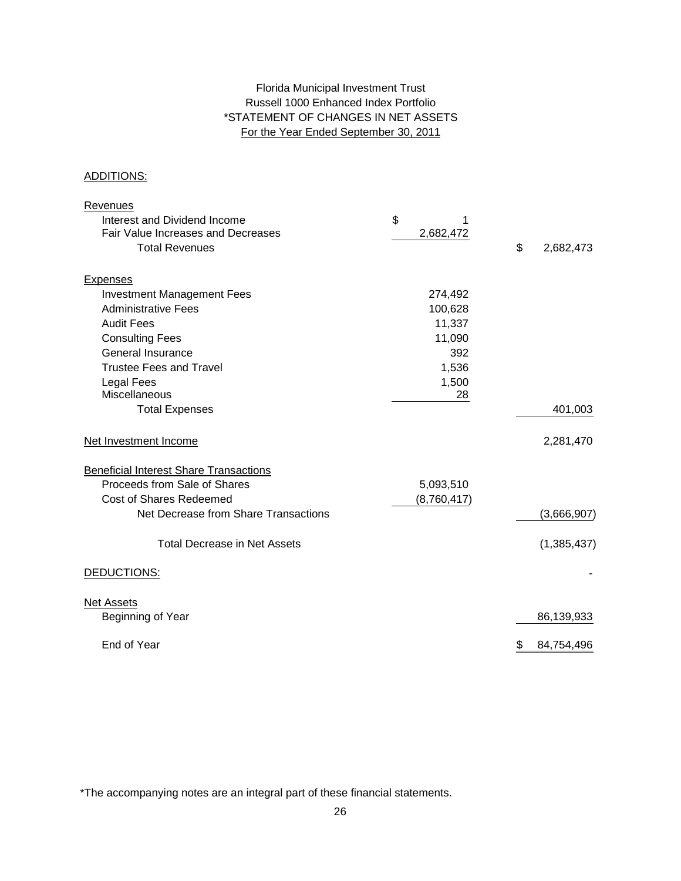Florida Municipal Investment Trust
Russell 1000 Enhanced Index Portfolio
*STATEMENT OF CHANGES IN NET ASSETS
For the Year Ended September 30, 2011

| | | |
|---|---|---|
| **ADDITIONS:** | | |
| **Revenues** | | |
| Interest and Dividend Income | $ 1 | |
| Fair Value Increases and Decreases | 2,682,472 | |
| Total Revenues | | $ 2,682,473 |
| **Expenses** | | |
| Investment Management Fees | 274,492 | |
| Administrative Fees | 100,628 | |
| Audit Fees | 11,337 | |
| Consulting Fees | 11,090 | |
| General Insurance | 392 | |
| Trustee Fees and Travel | 1,536 | |
| Legal Fees | 1,500 | |
| Miscellaneous | 28 | |
| Total Expenses | | 401,003 |
| Net Investment Income | | 2,281,470 |
| **Beneficial Interest Share Transactions** | | |
| Proceeds from Sale of Shares | 5,093,510 | |
| Cost of Shares Redeemed | (8,760,417) | |
| Net Decrease from Share Transactions | | (3,666,907) |
| Total Decrease in Net Assets | | (1,385,437) |
| **DEDUCTIONS:** | | - |
| **Net Assets** | | |
| Beginning of Year | | 86,139,933 |
| End of Year | | $ 84,754,496 |

*The accompanying notes are an integral part of these financial statements.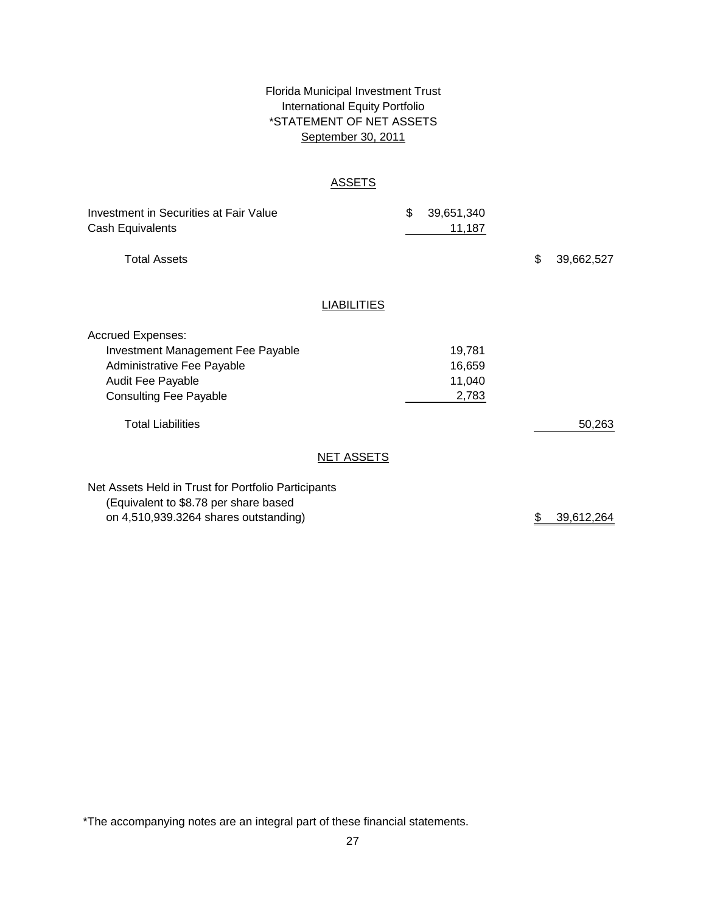Florida Municipal Investment Trust
International Equity Portfolio
*STATEMENT OF NET ASSETS
September 30, 2011

## ASSETS

| | | |
|---|---|---|
| Investment in Securities at Fair Value | $ 39,651,340 | |
| Cash Equivalents | 11,187 | |
| Total Assets | | $ 39,662,527 |

## LIABILITIES

| | | |
|---|---|---|
| Accrued Expenses: | | |
| Investment Management Fee Payable | 19,781 | |
| Administrative Fee Payable | 16,659 | |
| Audit Fee Payable | 11,040 | |
| Consulting Fee Payable | 2,783 | |
| Total Liabilities | | 50,263 |

## NET ASSETS

| | |
|---|---|
| Net Assets Held in Trust for Portfolio Participants (Equivalent to $8.78 per share based on 4,510,939.3264 shares outstanding) | $ 39,612,264 |

*The accompanying notes are an integral part of these financial statements.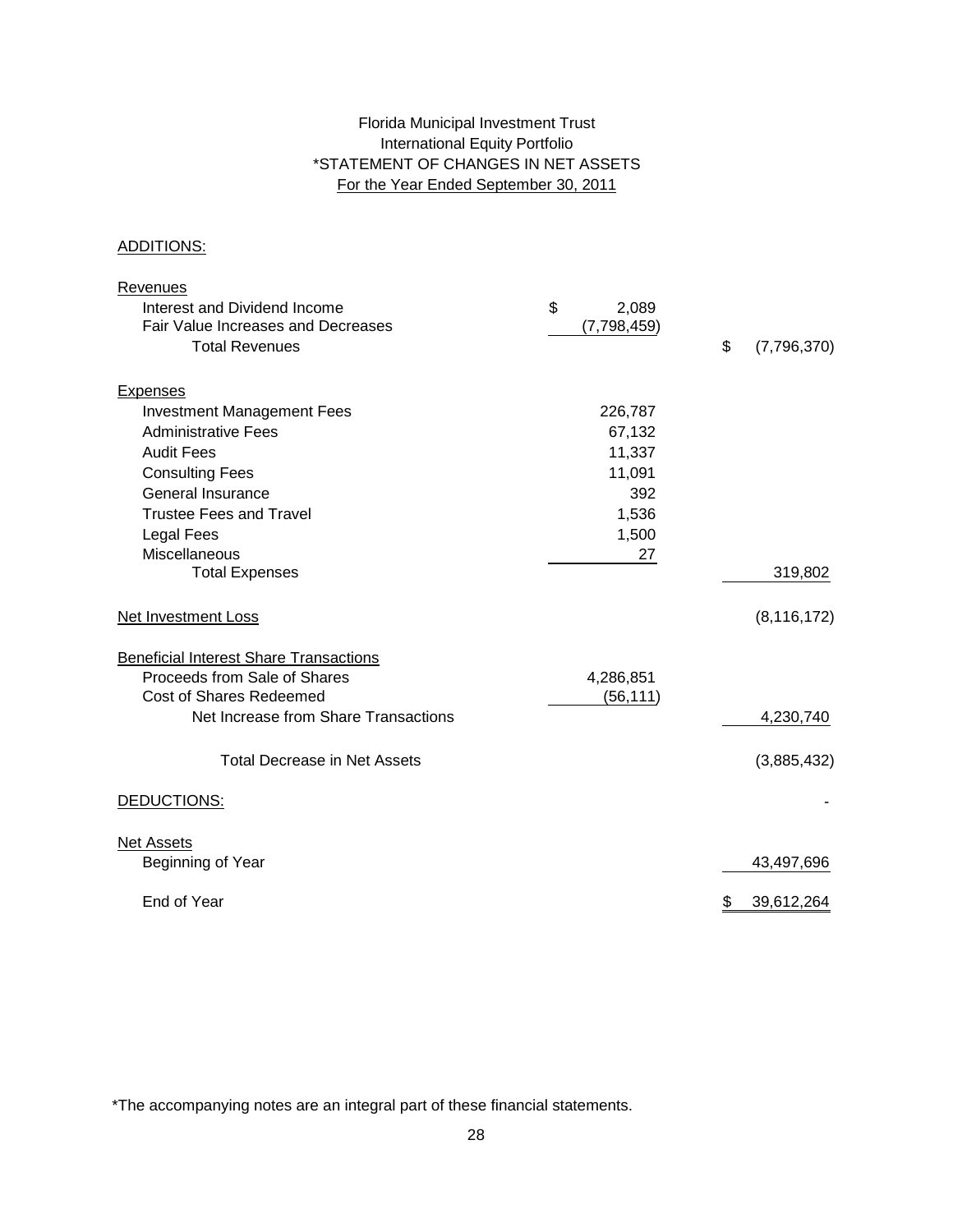# Florida Municipal Investment Trust
## International Equity Portfolio
## *STATEMENT OF CHANGES IN NET ASSETS
### For the Year Ended September 30, 2011

| | | |
|---|---|---|
| **ADDITIONS:** | | |
| Revenues | | |
| Interest and Dividend Income | $ 2,089 | |
| Fair Value Increases and Decreases | (7,798,459) | |
| Total Revenues | | $ (7,796,370) |
| Expenses | | |
| Investment Management Fees | 226,787 | |
| Administrative Fees | 67,132 | |
| Audit Fees | 11,337 | |
| Consulting Fees | 11,091 | |
| General Insurance | 392 | |
| Trustee Fees and Travel | 1,536 | |
| Legal Fees | 1,500 | |
| Miscellaneous | 27 | |
| Total Expenses | | 319,802 |
| Net Investment Loss | | (8,116,172) |
| Beneficial Interest Share Transactions | | |
| Proceeds from Sale of Shares | 4,286,851 | |
| Cost of Shares Redeemed | (56,111) | |
| Net Increase from Share Transactions | | 4,230,740 |
| Total Decrease in Net Assets | | (3,885,432) |
| **DEDUCTIONS:** | | - |
| Net Assets | | |
| Beginning of Year | | 43,497,696 |
| End of Year | | $ 39,612,264 |

*The accompanying notes are an integral part of these financial statements.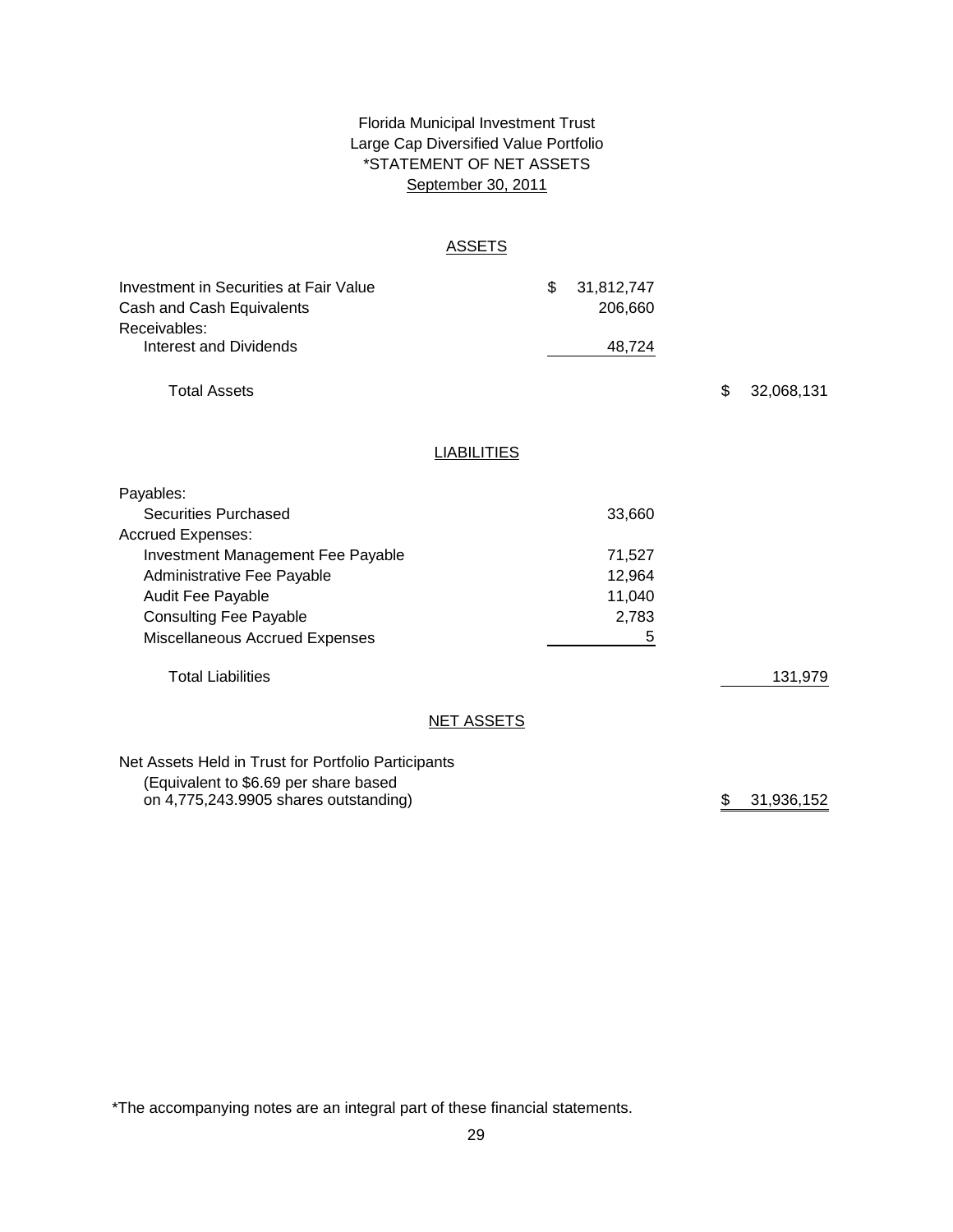# Florida Municipal Investment Trust
## Large Cap Diversified Value Portfolio
## *STATEMENT OF NET ASSETS
## September 30, 2011

### ASSETS

| | | |
|---|---|---|
| Investment in Securities at Fair Value | $ 31,812,747 | |
| Cash and Cash Equivalents | 206,660 | |
| Receivables: | | |
| Interest and Dividends | 48,724 | |
| Total Assets | | $ 32,068,131 |

### LIABILITIES

| | | |
|---|---|---|
| Payables: | | |
| Securities Purchased | 33,660 | |
| Accrued Expenses: | | |
| Investment Management Fee Payable | 71,527 | |
| Administrative Fee Payable | 12,964 | |
| Audit Fee Payable | 11,040 | |
| Consulting Fee Payable | 2,783 | |
| Miscellaneous Accrued Expenses | 5 | |
| Total Liabilities | | 131,979 |

### NET ASSETS

| | | |
|---|---|---|
| Net Assets Held in Trust for Portfolio Participants (Equivalent to $6.69 per share based on 4,775,243.9905 shares outstanding) | | $ 31,936,152 |

*The accompanying notes are an integral part of these financial statements.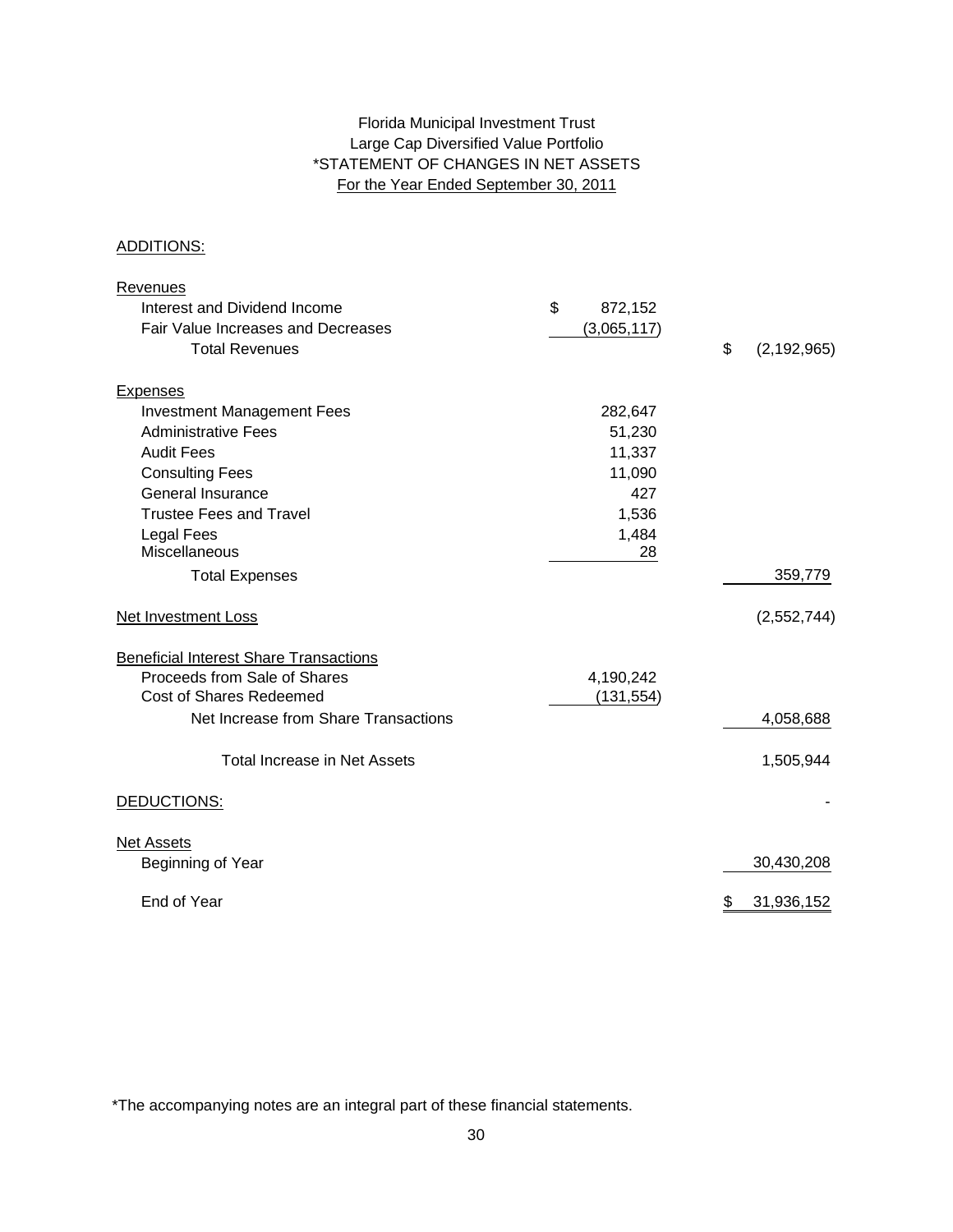Florida Municipal Investment Trust
Large Cap Diversified Value Portfolio
*STATEMENT OF CHANGES IN NET ASSETS
For the Year Ended September 30, 2011

| | | |
|---|---|---|
| ADDITIONS: | | |
| Revenues | | |
| Interest and Dividend Income | $ 872,152 | |
| Fair Value Increases and Decreases | (3,065,117) | |
| Total Revenues | | $ (2,192,965) |
| Expenses | | |
| Investment Management Fees | 282,647 | |
| Administrative Fees | 51,230 | |
| Audit Fees | 11,337 | |
| Consulting Fees | 11,090 | |
| General Insurance | 427 | |
| Trustee Fees and Travel | 1,536 | |
| Legal Fees | 1,484 | |
| Miscellaneous | 28 | |
| Total Expenses | | 359,779 |
| Net Investment Loss | | (2,552,744) |
| Beneficial Interest Share Transactions | | |
| Proceeds from Sale of Shares | 4,190,242 | |
| Cost of Shares Redeemed | (131,554) | |
| Net Increase from Share Transactions | | 4,058,688 |
| Total Increase in Net Assets | | 1,505,944 |
| DEDUCTIONS: | | - |
| Net Assets | | |
| Beginning of Year | | 30,430,208 |
| End of Year | | $ 31,936,152 |

*The accompanying notes are an integral part of these financial statements.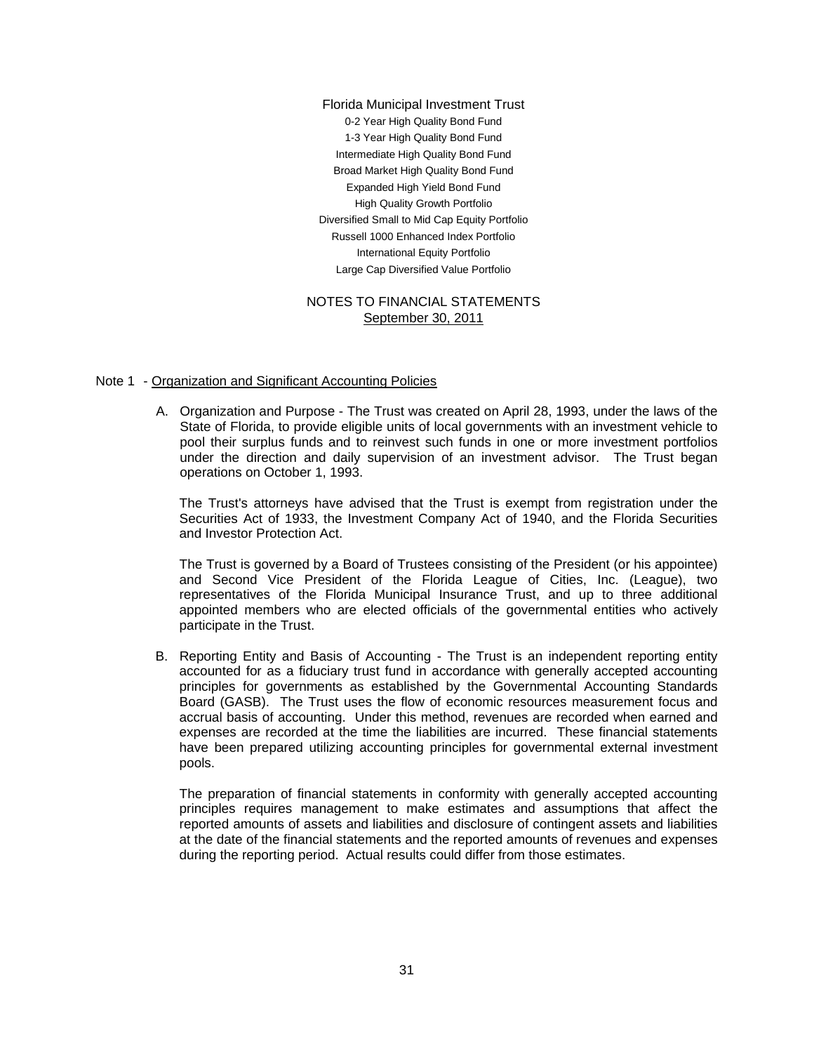Florida Municipal Investment Trust

0-2 Year High Quality Bond Fund
1-3 Year High Quality Bond Fund
Intermediate High Quality Bond Fund
Broad Market High Quality Bond Fund
Expanded High Yield Bond Fund
High Quality Growth Portfolio
Diversified Small to Mid Cap Equity Portfolio
Russell 1000 Enhanced Index Portfolio
International Equity Portfolio
Large Cap Diversified Value Portfolio

# NOTES TO FINANCIAL STATEMENTS
September 30, 2011

## Note 1 - Organization and Significant Accounting Policies

A. Organization and Purpose - The Trust was created on April 28, 1993, under the laws of the State of Florida, to provide eligible units of local governments with an investment vehicle to pool their surplus funds and to reinvest such funds in one or more investment portfolios under the direction and daily supervision of an investment advisor. The Trust began operations on October 1, 1993.

   The Trust's attorneys have advised that the Trust is exempt from registration under the Securities Act of 1933, the Investment Company Act of 1940, and the Florida Securities and Investor Protection Act.

   The Trust is governed by a Board of Trustees consisting of the President (or his appointee) and Second Vice President of the Florida League of Cities, Inc. (League), two representatives of the Florida Municipal Insurance Trust, and up to three additional appointed members who are elected officials of the governmental entities who actively participate in the Trust.

B. Reporting Entity and Basis of Accounting - The Trust is an independent reporting entity accounted for as a fiduciary trust fund in accordance with generally accepted accounting principles for governments as established by the Governmental Accounting Standards Board (GASB). The Trust uses the flow of economic resources measurement focus and accrual basis of accounting. Under this method, revenues are recorded when earned and expenses are recorded at the time the liabilities are incurred. These financial statements have been prepared utilizing accounting principles for governmental external investment pools.

   The preparation of financial statements in conformity with generally accepted accounting principles requires management to make estimates and assumptions that affect the reported amounts of assets and liabilities and disclosure of contingent assets and liabilities at the date of the financial statements and the reported amounts of revenues and expenses during the reporting period. Actual results could differ from those estimates.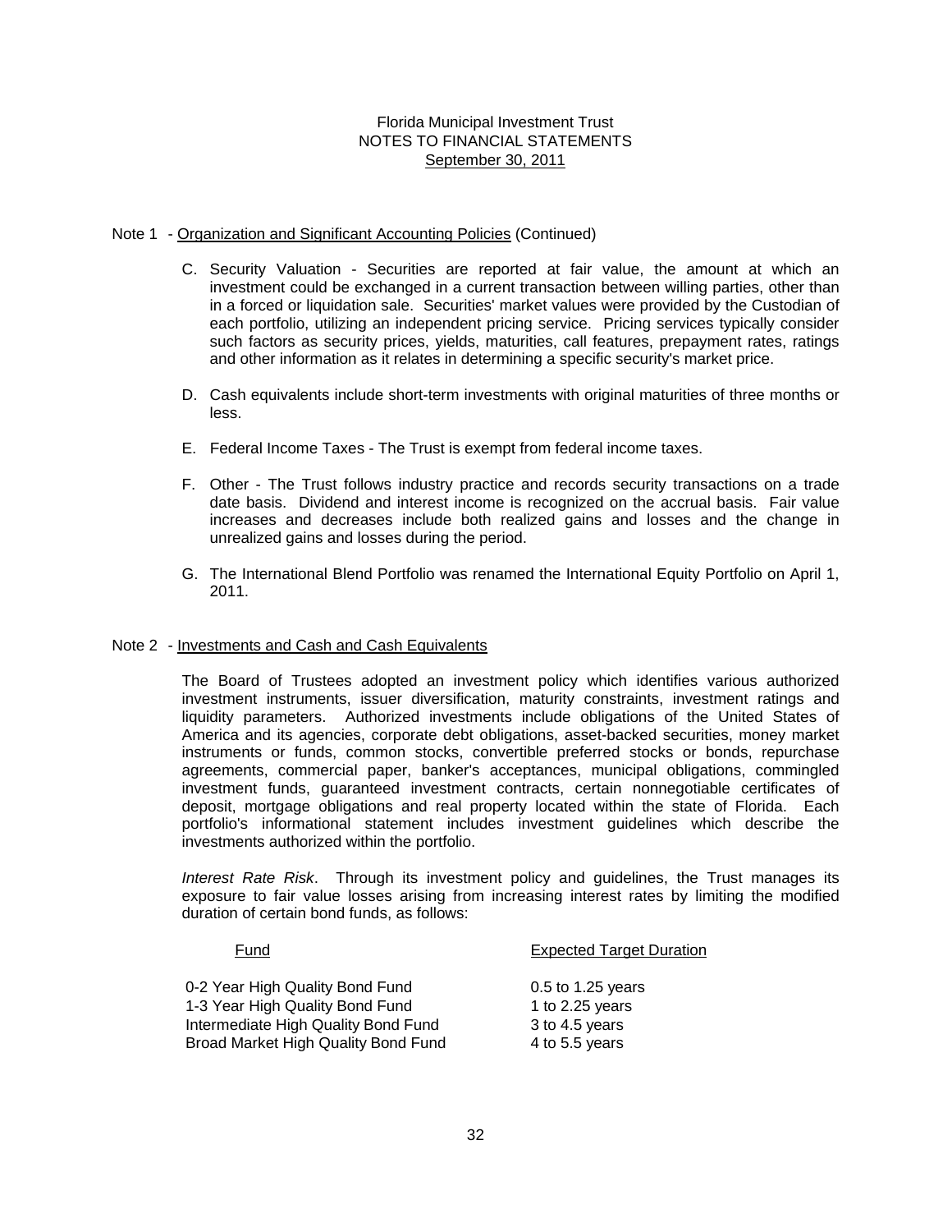Florida Municipal Investment Trust
NOTES TO FINANCIAL STATEMENTS
September 30, 2011

Note 1 - Organization and Significant Accounting Policies (Continued)

C. Security Valuation - Securities are reported at fair value, the amount at which an investment could be exchanged in a current transaction between willing parties, other than in a forced or liquidation sale. Securities' market values were provided by the Custodian of each portfolio, utilizing an independent pricing service. Pricing services typically consider such factors as security prices, yields, maturities, call features, prepayment rates, ratings and other information as it relates in determining a specific security's market price.

D. Cash equivalents include short-term investments with original maturities of three months or less.

E. Federal Income Taxes - The Trust is exempt from federal income taxes.

F. Other - The Trust follows industry practice and records security transactions on a trade date basis. Dividend and interest income is recognized on the accrual basis. Fair value increases and decreases include both realized gains and losses and the change in unrealized gains and losses during the period.

G. The International Blend Portfolio was renamed the International Equity Portfolio on April 1, 2011.

Note 2 - Investments and Cash and Cash Equivalents

The Board of Trustees adopted an investment policy which identifies various authorized investment instruments, issuer diversification, maturity constraints, investment ratings and liquidity parameters. Authorized investments include obligations of the United States of America and its agencies, corporate debt obligations, asset-backed securities, money market instruments or funds, common stocks, convertible preferred stocks or bonds, repurchase agreements, commercial paper, banker's acceptances, municipal obligations, commingled investment funds, guaranteed investment contracts, certain nonnegotiable certificates of deposit, mortgage obligations and real property located within the state of Florida. Each portfolio's informational statement includes investment guidelines which describe the investments authorized within the portfolio.

*Interest Rate Risk*. Through its investment policy and guidelines, the Trust manages its exposure to fair value losses arising from increasing interest rates by limiting the modified duration of certain bond funds, as follows:

| Fund | Expected Target Duration |
|---|---|
| 0-2 Year High Quality Bond Fund | 0.5 to 1.25 years |
| 1-3 Year High Quality Bond Fund | 1 to 2.25 years |
| Intermediate High Quality Bond Fund | 3 to 4.5 years |
| Broad Market High Quality Bond Fund | 4 to 5.5 years |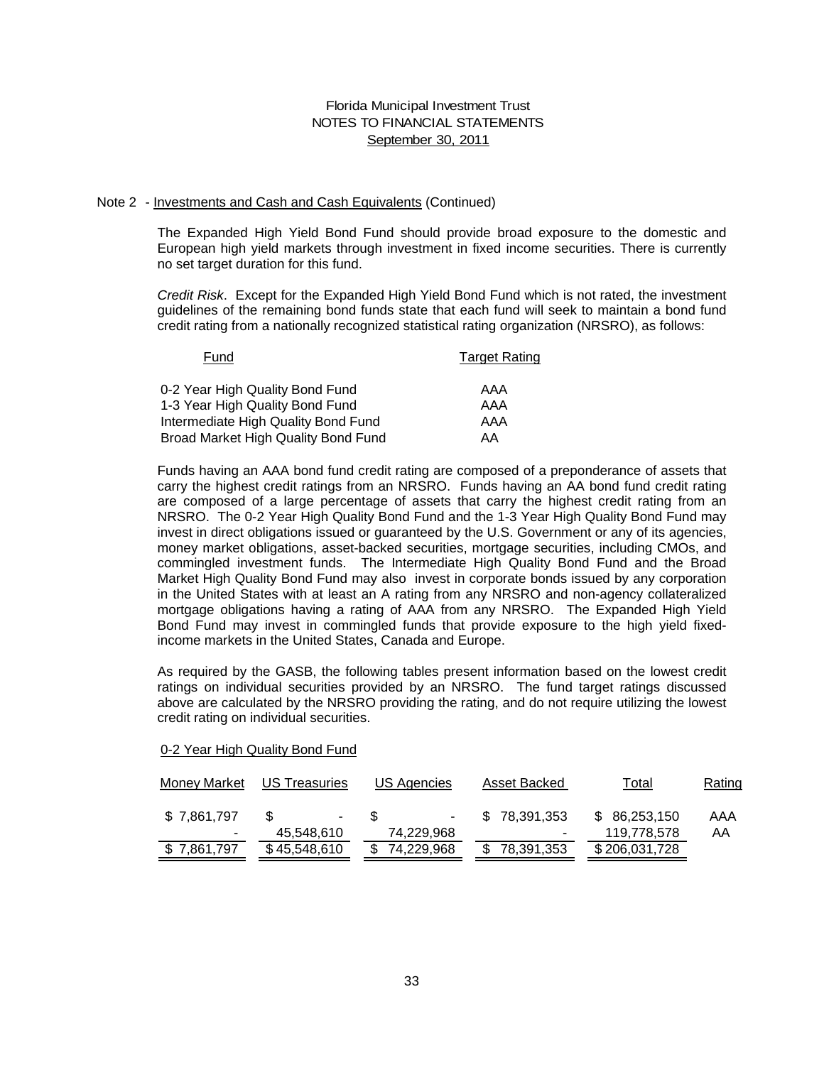Florida Municipal Investment Trust
NOTES TO FINANCIAL STATEMENTS
September 30, 2011

Note 2 - Investments and Cash and Cash Equivalents (Continued)

The Expanded High Yield Bond Fund should provide broad exposure to the domestic and European high yield markets through investment in fixed income securities. There is currently no set target duration for this fund.

*Credit Risk*. Except for the Expanded High Yield Bond Fund which is not rated, the investment guidelines of the remaining bond funds state that each fund will seek to maintain a bond fund credit rating from a nationally recognized statistical rating organization (NRSRO), as follows:

| Fund | Target Rating |
|---|---|
| 0-2 Year High Quality Bond Fund | AAA |
| 1-3 Year High Quality Bond Fund | AAA |
| Intermediate High Quality Bond Fund | AAA |
| Broad Market High Quality Bond Fund | AA |

Funds having an AAA bond fund credit rating are composed of a preponderance of assets that carry the highest credit ratings from an NRSRO. Funds having an AA bond fund credit rating are composed of a large percentage of assets that carry the highest credit rating from an NRSRO. The 0-2 Year High Quality Bond Fund and the 1-3 Year High Quality Bond Fund may invest in direct obligations issued or guaranteed by the U.S. Government or any of its agencies, money market obligations, asset-backed securities, mortgage securities, including CMOs, and commingled investment funds. The Intermediate High Quality Bond Fund and the Broad Market High Quality Bond Fund may also invest in corporate bonds issued by any corporation in the United States with at least an A rating from any NRSRO and non-agency collateralized mortgage obligations having a rating of AAA from any NRSRO. The Expanded High Yield Bond Fund may invest in commingled funds that provide exposure to the high yield fixed-income markets in the United States, Canada and Europe.

As required by the GASB, the following tables present information based on the lowest credit ratings on individual securities provided by an NRSRO. The fund target ratings discussed above are calculated by the NRSRO providing the rating, and do not require utilizing the lowest credit rating on individual securities.

0-2 Year High Quality Bond Fund

| Money Market | US Treasuries | US Agencies | Asset Backed | Total | Rating |
|---|---|---|---|---|---|
| $ 7,861,797 | $ - | $ - | $ 78,391,353 | $ 86,253,150 | AAA |
| - | 45,548,610 | 74,229,968 | - | 119,778,578 | AA |
| $ 7,861,797 | $ 45,548,610 | $ 74,229,968 | $ 78,391,353 | $ 206,031,728 | |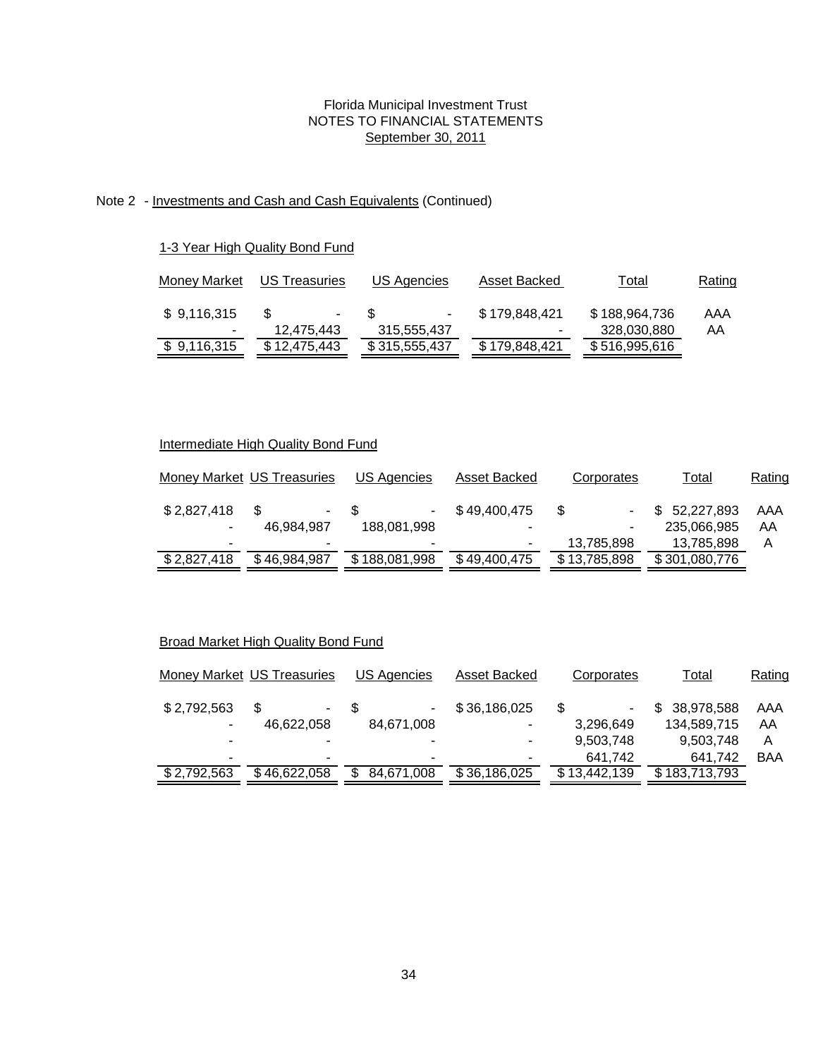Florida Municipal Investment Trust
NOTES TO FINANCIAL STATEMENTS
September 30, 2011

Note 2 - Investments and Cash and Cash Equivalents (Continued)

1-3 Year High Quality Bond Fund

| Money Market | US Treasuries | US Agencies | Asset Backed | Total | Rating |
|---|---|---|---|---|---|
| $ 9,116,315 | $ - | $ - | $ 179,848,421 | $ 188,964,736 | AAA |
| - | 12,475,443 | 315,555,437 | - | 328,030,880 | AA |
| $ 9,116,315 | $ 12,475,443 | $ 315,555,437 | $ 179,848,421 | $ 516,995,616 | |

Intermediate High Quality Bond Fund

| Money Market | US Treasuries | US Agencies | Asset Backed | Corporates | Total | Rating |
|---|---|---|---|---|---|---|
| $ 2,827,418 | $ - | $ - | $ 49,400,475 | $ - | $ 52,227,893 | AAA |
| - | 46,984,987 | 188,081,998 | - | - | 235,066,985 | AA |
| - | - | - | - | 13,785,898 | 13,785,898 | A |
| $ 2,827,418 | $ 46,984,987 | $ 188,081,998 | $ 49,400,475 | $ 13,785,898 | $ 301,080,776 | |

Broad Market High Quality Bond Fund

| Money Market | US Treasuries | US Agencies | Asset Backed | Corporates | Total | Rating |
|---|---|---|---|---|---|---|
| $ 2,792,563 | $ - | $ - | $ 36,186,025 | $ - | $ 38,978,588 | AAA |
| - | 46,622,058 | 84,671,008 | - | 3,296,649 | 134,589,715 | AA |
| - | - | - | - | 9,503,748 | 9,503,748 | A |
| - | - | - | - | 641,742 | 641,742 | BAA |
| $ 2,792,563 | $ 46,622,058 | $ 84,671,008 | $ 36,186,025 | $ 13,442,139 | $ 183,713,793 | |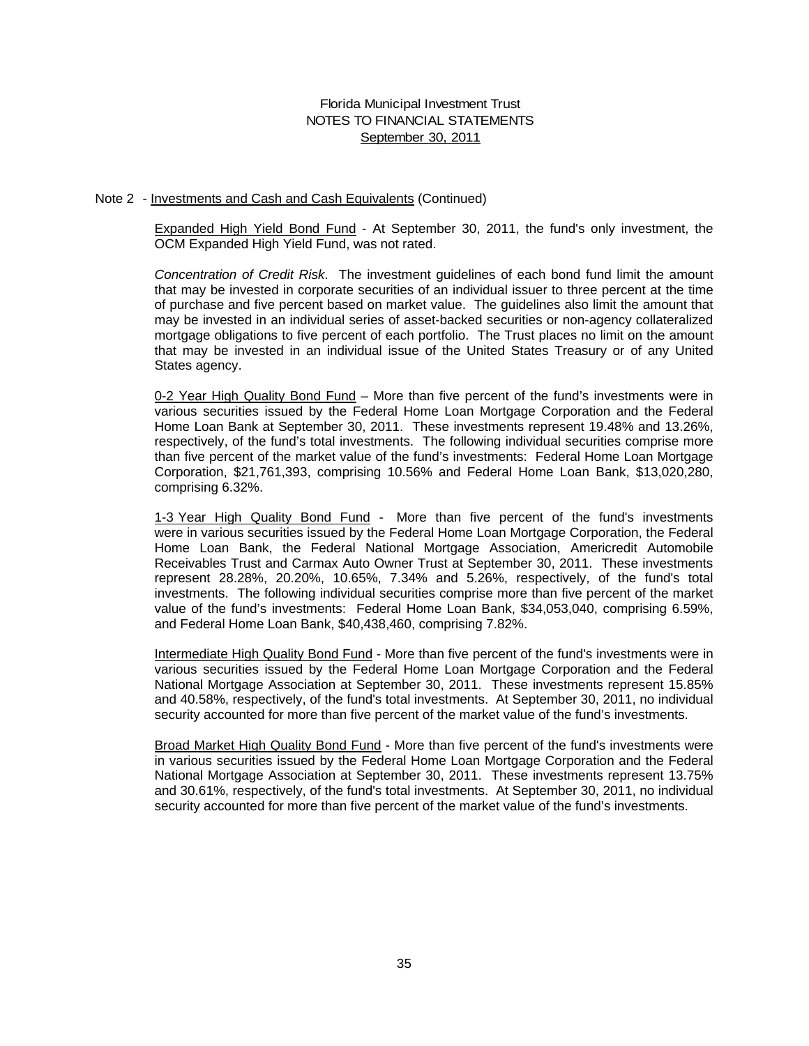Florida Municipal Investment Trust
NOTES TO FINANCIAL STATEMENTS
September 30, 2011

Note 2 - Investments and Cash and Cash Equivalents (Continued)

Expanded High Yield Bond Fund - At September 30, 2011, the fund's only investment, the OCM Expanded High Yield Fund, was not rated.

*Concentration of Credit Risk*. The investment guidelines of each bond fund limit the amount that may be invested in corporate securities of an individual issuer to three percent at the time of purchase and five percent based on market value. The guidelines also limit the amount that may be invested in an individual series of asset-backed securities or non-agency collateralized mortgage obligations to five percent of each portfolio. The Trust places no limit on the amount that may be invested in an individual issue of the United States Treasury or of any United States agency.

0-2 Year High Quality Bond Fund – More than five percent of the fund's investments were in various securities issued by the Federal Home Loan Mortgage Corporation and the Federal Home Loan Bank at September 30, 2011. These investments represent 19.48% and 13.26%, respectively, of the fund's total investments. The following individual securities comprise more than five percent of the market value of the fund's investments: Federal Home Loan Mortgage Corporation, $21,761,393, comprising 10.56% and Federal Home Loan Bank, $13,020,280, comprising 6.32%.

1-3 Year High Quality Bond Fund - More than five percent of the fund's investments were in various securities issued by the Federal Home Loan Mortgage Corporation, the Federal Home Loan Bank, the Federal National Mortgage Association, Americredit Automobile Receivables Trust and Carmax Auto Owner Trust at September 30, 2011. These investments represent 28.28%, 20.20%, 10.65%, 7.34% and 5.26%, respectively, of the fund's total investments. The following individual securities comprise more than five percent of the market value of the fund's investments: Federal Home Loan Bank, $34,053,040, comprising 6.59%, and Federal Home Loan Bank, $40,438,460, comprising 7.82%.

Intermediate High Quality Bond Fund - More than five percent of the fund's investments were in various securities issued by the Federal Home Loan Mortgage Corporation and the Federal National Mortgage Association at September 30, 2011. These investments represent 15.85% and 40.58%, respectively, of the fund's total investments. At September 30, 2011, no individual security accounted for more than five percent of the market value of the fund's investments.

Broad Market High Quality Bond Fund - More than five percent of the fund's investments were in various securities issued by the Federal Home Loan Mortgage Corporation and the Federal National Mortgage Association at September 30, 2011. These investments represent 13.75% and 30.61%, respectively, of the fund's total investments. At September 30, 2011, no individual security accounted for more than five percent of the market value of the fund's investments.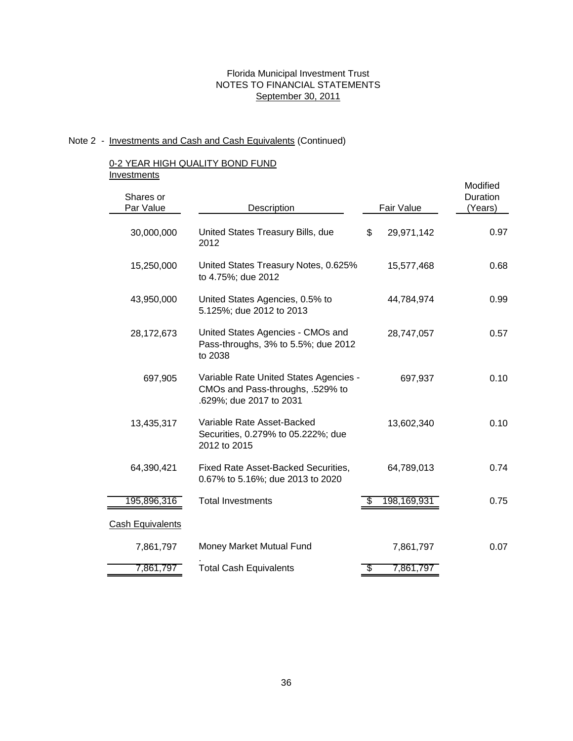Florida Municipal Investment Trust
NOTES TO FINANCIAL STATEMENTS
September 30, 2011

Note 2 - Investments and Cash and Cash Equivalents (Continued)

0-2 YEAR HIGH QUALITY BOND FUND

Investments

| Shares or Par Value | Description | Fair Value | Modified Duration (Years) |
|---|---|---|---|
| 30,000,000 | United States Treasury Bills, due 2012 | $ 29,971,142 | 0.97 |
| 15,250,000 | United States Treasury Notes, 0.625% to 4.75%; due 2012 | 15,577,468 | 0.68 |
| 43,950,000 | United States Agencies, 0.5% to 5.125%; due 2012 to 2013 | 44,784,974 | 0.99 |
| 28,172,673 | United States Agencies - CMOs and Pass-throughs, 3% to 5.5%; due 2012 to 2038 | 28,747,057 | 0.57 |
| 697,905 | Variable Rate United States Agencies - CMOs and Pass-throughs, .529% to .629%; due 2017 to 2031 | 697,937 | 0.10 |
| 13,435,317 | Variable Rate Asset-Backed Securities, 0.279% to 05.222%; due 2012 to 2015 | 13,602,340 | 0.10 |
| 64,390,421 | Fixed Rate Asset-Backed Securities, 0.67% to 5.16%; due 2013 to 2020 | 64,789,013 | 0.74 |
| 195,896,316 | Total Investments | $ 198,169,931 | 0.75 |

Cash Equivalents

| Shares or Par Value | Description | Fair Value | Modified Duration (Years) |
|---|---|---|---|
| 7,861,797 | Money Market Mutual Fund | 7,861,797 | 0.07 |
| 7,861,797 | Total Cash Equivalents | $ 7,861,797 | |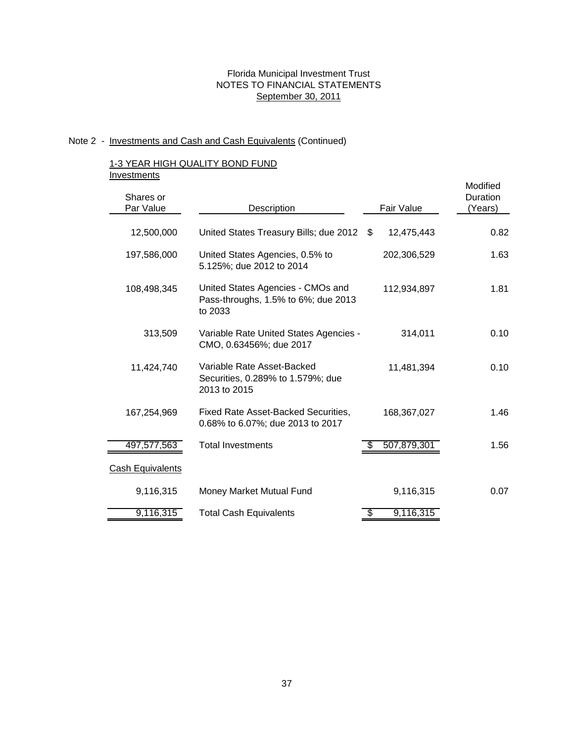Florida Municipal Investment Trust
NOTES TO FINANCIAL STATEMENTS
September 30, 2011

Note 2 - Investments and Cash and Cash Equivalents (Continued)

1-3 YEAR HIGH QUALITY BOND FUND

Investments

| Shares or Par Value | Description | Fair Value | Modified Duration (Years) |
|---|---|---|---|
| 12,500,000 | United States Treasury Bills; due 2012 | $ 12,475,443 | 0.82 |
| 197,586,000 | United States Agencies, 0.5% to 5.125%; due 2012 to 2014 | 202,306,529 | 1.63 |
| 108,498,345 | United States Agencies - CMOs and Pass-throughs, 1.5% to 6%; due 2013 to 2033 | 112,934,897 | 1.81 |
| 313,509 | Variable Rate United States Agencies - CMO, 0.63456%; due 2017 | 314,011 | 0.10 |
| 11,424,740 | Variable Rate Asset-Backed Securities, 0.289% to 1.579%; due 2013 to 2015 | 11,481,394 | 0.10 |
| 167,254,969 | Fixed Rate Asset-Backed Securities, 0.68% to 6.07%; due 2013 to 2017 | 168,367,027 | 1.46 |
| 497,577,563 | Total Investments | $ 507,879,301 | 1.56 |

Cash Equivalents

| Shares or Par Value | Description | Fair Value | Modified Duration (Years) |
|---|---|---|---|
| 9,116,315 | Money Market Mutual Fund | 9,116,315 | 0.07 |
| 9,116,315 | Total Cash Equivalents | $ 9,116,315 | |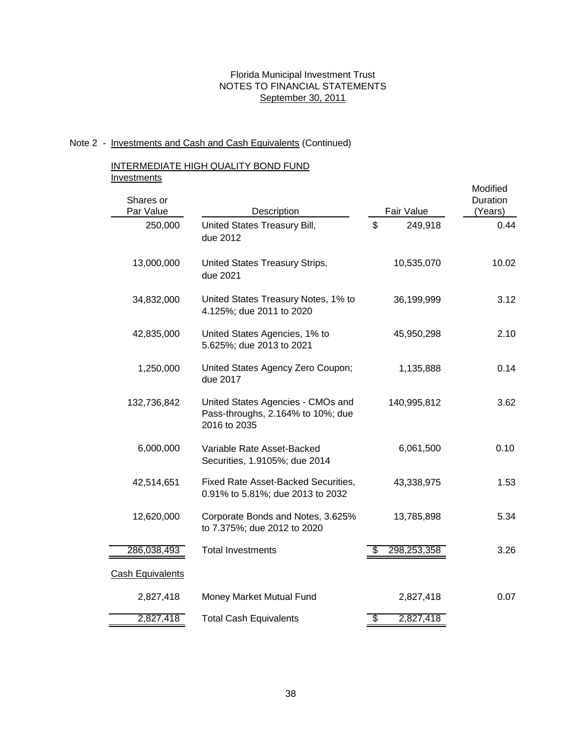Florida Municipal Investment Trust
NOTES TO FINANCIAL STATEMENTS
September 30, 2011

Note 2 - Investments and Cash and Cash Equivalents (Continued)

INTERMEDIATE HIGH QUALITY BOND FUND

Investments

| Shares or Par Value | Description | Fair Value | Modified Duration (Years) |
|---|---|---|---|
| 250,000 | United States Treasury Bill, due 2012 | $ 249,918 | 0.44 |
| 13,000,000 | United States Treasury Strips, due 2021 | 10,535,070 | 10.02 |
| 34,832,000 | United States Treasury Notes, 1% to 4.125%; due 2011 to 2020 | 36,199,999 | 3.12 |
| 42,835,000 | United States Agencies, 1% to 5.625%; due 2013 to 2021 | 45,950,298 | 2.10 |
| 1,250,000 | United States Agency Zero Coupon; due 2017 | 1,135,888 | 0.14 |
| 132,736,842 | United States Agencies - CMOs and Pass-throughs, 2.164% to 10%; due 2016 to 2035 | 140,995,812 | 3.62 |
| 6,000,000 | Variable Rate Asset-Backed Securities, 1.9105%; due 2014 | 6,061,500 | 0.10 |
| 42,514,651 | Fixed Rate Asset-Backed Securities, 0.91% to 5.81%; due 2013 to 2032 | 43,338,975 | 1.53 |
| 12,620,000 | Corporate Bonds and Notes, 3.625% to 7.375%; due 2012 to 2020 | 13,785,898 | 5.34 |
| 286,038,493 | Total Investments | $ 298,253,358 | 3.26 |

Cash Equivalents

| Shares or Par Value | Description | Fair Value | Modified Duration (Years) |
|---|---|---|---|
| 2,827,418 | Money Market Mutual Fund | 2,827,418 | 0.07 |
| 2,827,418 | Total Cash Equivalents | $ 2,827,418 | |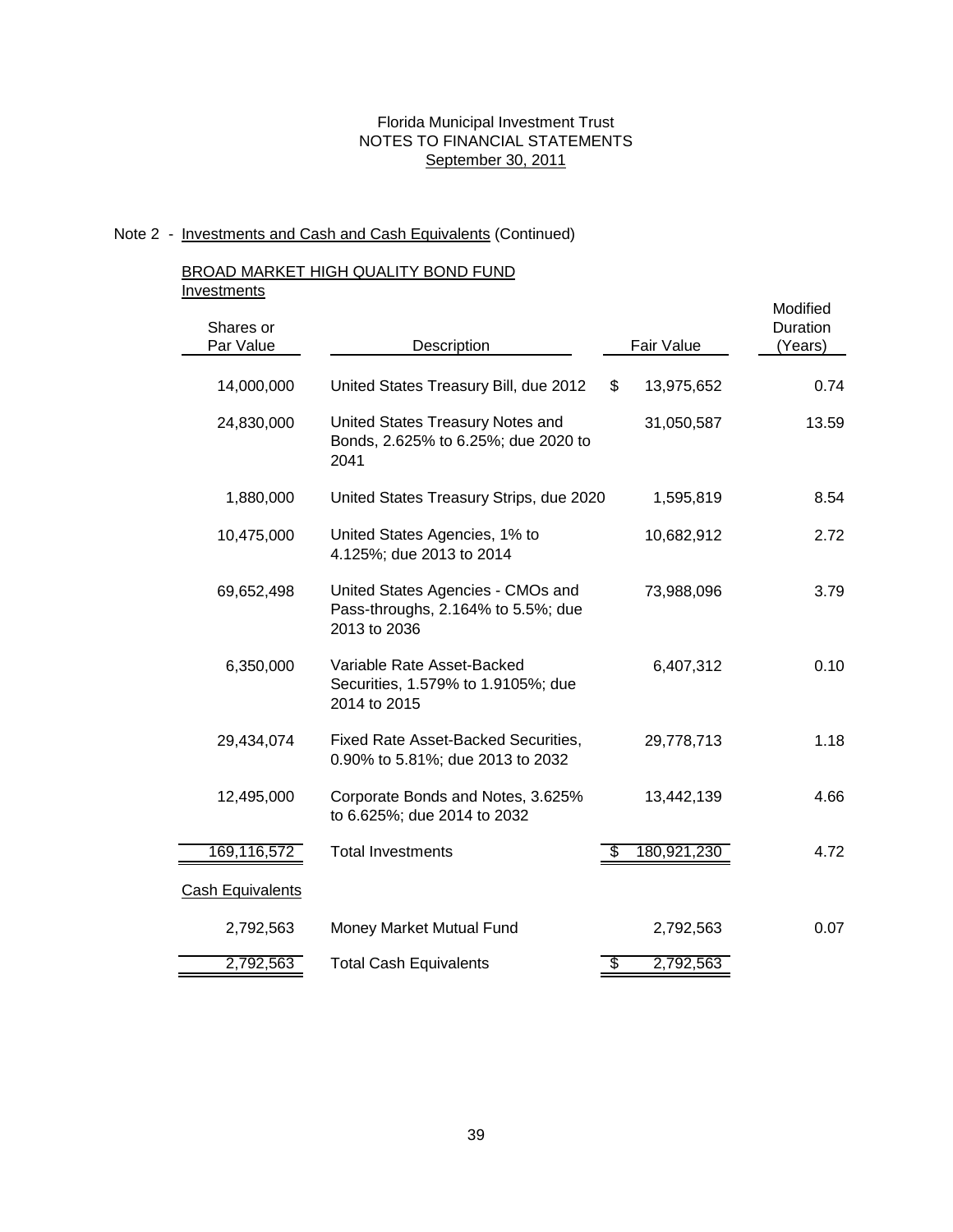Florida Municipal Investment Trust
NOTES TO FINANCIAL STATEMENTS
September 30, 2011

Note 2 - Investments and Cash and Cash Equivalents (Continued)

BROAD MARKET HIGH QUALITY BOND FUND
Investments

| Shares or Par Value | Description | Fair Value | Modified Duration (Years) |
|---|---|---|---|
| 14,000,000 | United States Treasury Bill, due 2012 | $ 13,975,652 | 0.74 |
| 24,830,000 | United States Treasury Notes and Bonds, 2.625% to 6.25%; due 2020 to 2041 | 31,050,587 | 13.59 |
| 1,880,000 | United States Treasury Strips, due 2020 | 1,595,819 | 8.54 |
| 10,475,000 | United States Agencies, 1% to 4.125%; due 2013 to 2014 | 10,682,912 | 2.72 |
| 69,652,498 | United States Agencies - CMOs and Pass-throughs, 2.164% to 5.5%; due 2013 to 2036 | 73,988,096 | 3.79 |
| 6,350,000 | Variable Rate Asset-Backed Securities, 1.579% to 1.9105%; due 2014 to 2015 | 6,407,312 | 0.10 |
| 29,434,074 | Fixed Rate Asset-Backed Securities, 0.90% to 5.81%; due 2013 to 2032 | 29,778,713 | 1.18 |
| 12,495,000 | Corporate Bonds and Notes, 3.625% to 6.625%; due 2014 to 2032 | 13,442,139 | 4.66 |
| 169,116,572 | Total Investments | $ 180,921,230 | 4.72 |
| Cash Equivalents | | | |
| 2,792,563 | Money Market Mutual Fund | 2,792,563 | 0.07 |
| 2,792,563 | Total Cash Equivalents | $ 2,792,563 | |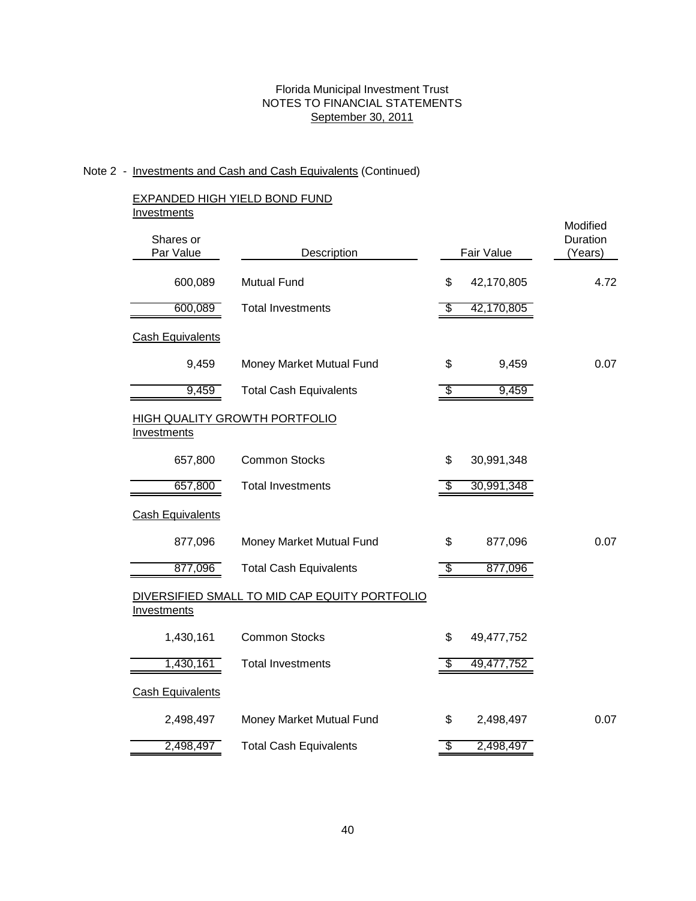Florida Municipal Investment Trust
NOTES TO FINANCIAL STATEMENTS
September 30, 2011

Note 2 - Investments and Cash and Cash Equivalents (Continued)

EXPANDED HIGH YIELD BOND FUND

Investments

| Shares or Par Value | Description | Fair Value | Modified Duration (Years) |
|---|---|---|---|
| 600,089 | Mutual Fund | $ 42,170,805 | 4.72 |
| 600,089 | Total Investments | $ 42,170,805 | |

Cash Equivalents

| Shares or Par Value | Description | Fair Value | Modified Duration (Years) |
|---|---|---|---|
| 9,459 | Money Market Mutual Fund | $ 9,459 | 0.07 |
| 9,459 | Total Cash Equivalents | $ 9,459 | |

HIGH QUALITY GROWTH PORTFOLIO

Investments

| Shares or Par Value | Description | Fair Value | Modified Duration (Years) |
|---|---|---|---|
| 657,800 | Common Stocks | $ 30,991,348 | |
| 657,800 | Total Investments | $ 30,991,348 | |

Cash Equivalents

| Shares or Par Value | Description | Fair Value | Modified Duration (Years) |
|---|---|---|---|
| 877,096 | Money Market Mutual Fund | $ 877,096 | 0.07 |
| 877,096 | Total Cash Equivalents | $ 877,096 | |

DIVERSIFIED SMALL TO MID CAP EQUITY PORTFOLIO

Investments

| Shares or Par Value | Description | Fair Value | Modified Duration (Years) |
|---|---|---|---|
| 1,430,161 | Common Stocks | $ 49,477,752 | |
| 1,430,161 | Total Investments | $ 49,477,752 | |

Cash Equivalents

| Shares or Par Value | Description | Fair Value | Modified Duration (Years) |
|---|---|---|---|
| 2,498,497 | Money Market Mutual Fund | $ 2,498,497 | 0.07 |
| 2,498,497 | Total Cash Equivalents | $ 2,498,497 | |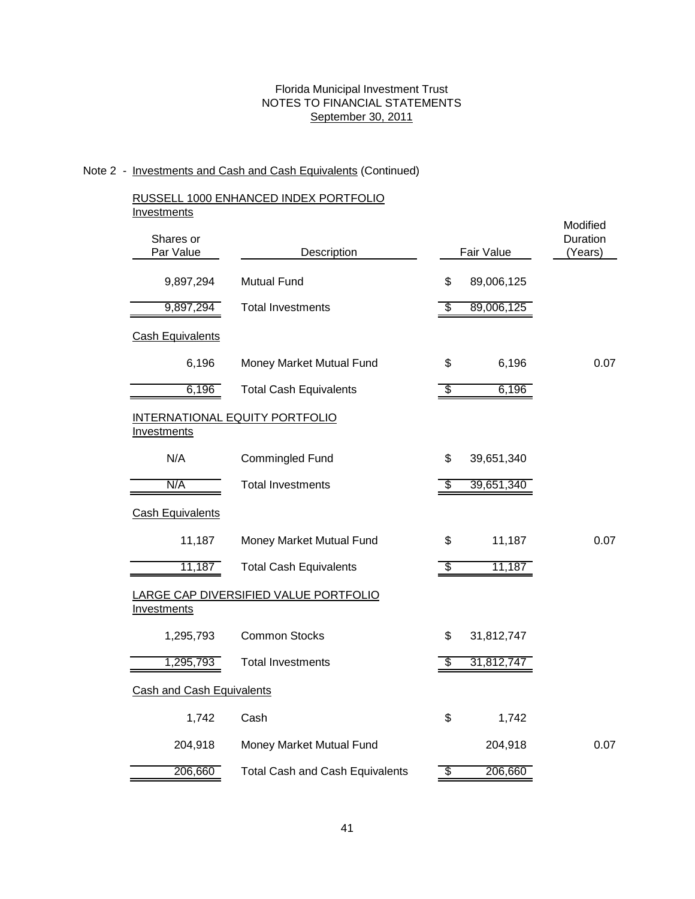Florida Municipal Investment Trust
NOTES TO FINANCIAL STATEMENTS
September 30, 2011

Note 2 - Investments and Cash and Cash Equivalents (Continued)

RUSSELL 1000 ENHANCED INDEX PORTFOLIO

Investments

| Shares or Par Value | Description | Fair Value | Modified Duration (Years) |
|---|---|---|---|
| 9,897,294 | Mutual Fund | $ 89,006,125 | |
| 9,897,294 | Total Investments | $ 89,006,125 | |

Cash Equivalents

| Shares or Par Value | Description | Fair Value | Modified Duration (Years) |
|---|---|---|---|
| 6,196 | Money Market Mutual Fund | $ 6,196 | 0.07 |
| 6,196 | Total Cash Equivalents | $ 6,196 | |

INTERNATIONAL EQUITY PORTFOLIO

Investments

| Shares or Par Value | Description | Fair Value | Modified Duration (Years) |
|---|---|---|---|
| N/A | Commingled Fund | $ 39,651,340 | |
| N/A | Total Investments | $ 39,651,340 | |

Cash Equivalents

| Shares or Par Value | Description | Fair Value | Modified Duration (Years) |
|---|---|---|---|
| 11,187 | Money Market Mutual Fund | $ 11,187 | 0.07 |
| 11,187 | Total Cash Equivalents | $ 11,187 | |

LARGE CAP DIVERSIFIED VALUE PORTFOLIO

Investments

| Shares or Par Value | Description | Fair Value | Modified Duration (Years) |
|---|---|---|---|
| 1,295,793 | Common Stocks | $ 31,812,747 | |
| 1,295,793 | Total Investments | $ 31,812,747 | |

Cash and Cash Equivalents

| Shares or Par Value | Description | Fair Value | Modified Duration (Years) |
|---|---|---|---|
| 1,742 | Cash | $ 1,742 | |
| 204,918 | Money Market Mutual Fund | 204,918 | 0.07 |
| 206,660 | Total Cash and Cash Equivalents | $ 206,660 | |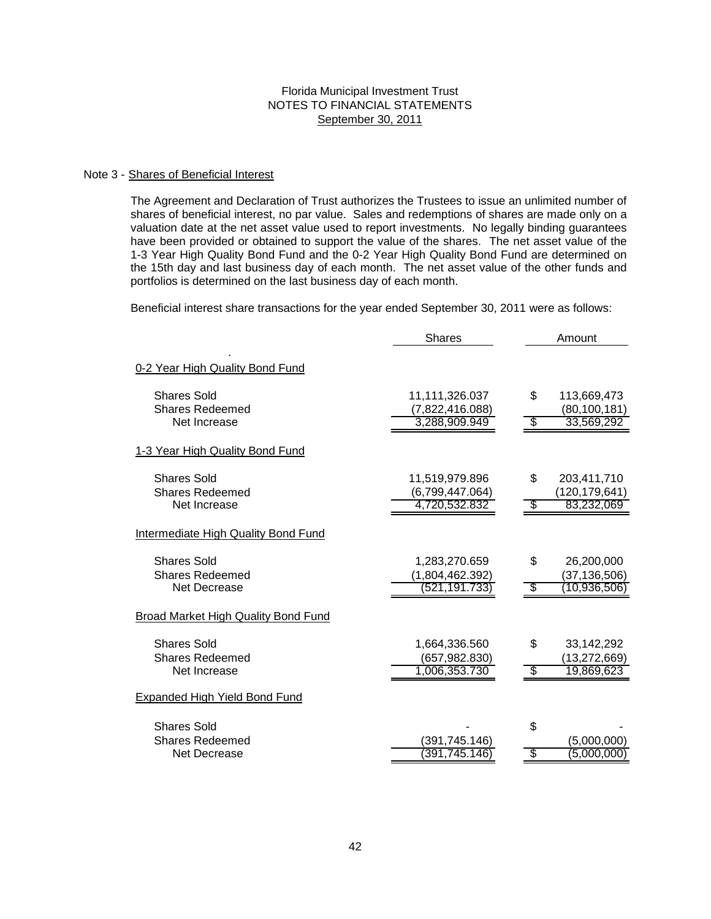Florida Municipal Investment Trust
NOTES TO FINANCIAL STATEMENTS
September 30, 2011

## Note 3 - Shares of Beneficial Interest

The Agreement and Declaration of Trust authorizes the Trustees to issue an unlimited number of shares of beneficial interest, no par value. Sales and redemptions of shares are made only on a valuation date at the net asset value used to report investments. No legally binding guarantees have been provided or obtained to support the value of the shares. The net asset value of the 1-3 Year High Quality Bond Fund and the 0-2 Year High Quality Bond Fund are determined on the 15th day and last business day of each month. The net asset value of the other funds and portfolios is determined on the last business day of each month.

Beneficial interest share transactions for the year ended September 30, 2011 were as follows:

| | Shares | Amount |
|---|---|---|
| **0-2 Year High Quality Bond Fund** | | |
| Shares Sold | 11,111,326.037 | $ 113,669,473 |
| Shares Redeemed | (7,822,416.088) | (80,100,181) |
| Net Increase | 3,288,909.949 | $ 33,569,292 |
| **1-3 Year High Quality Bond Fund** | | |
| Shares Sold | 11,519,979.896 | $ 203,411,710 |
| Shares Redeemed | (6,799,447.064) | (120,179,641) |
| Net Increase | 4,720,532.832 | $ 83,232,069 |
| **Intermediate High Quality Bond Fund** | | |
| Shares Sold | 1,283,270.659 | $ 26,200,000 |
| Shares Redeemed | (1,804,462.392) | (37,136,506) |
| Net Decrease | (521,191.733) | $ (10,936,506) |
| **Broad Market High Quality Bond Fund** | | |
| Shares Sold | 1,664,336.560 | $ 33,142,292 |
| Shares Redeemed | (657,982.830) | (13,272,669) |
| Net Increase | 1,006,353.730 | $ 19,869,623 |
| **Expanded High Yield Bond Fund** | | |
| Shares Sold | - | $ - |
| Shares Redeemed | (391,745.146) | (5,000,000) |
| Net Decrease | (391,745.146) | $ (5,000,000) |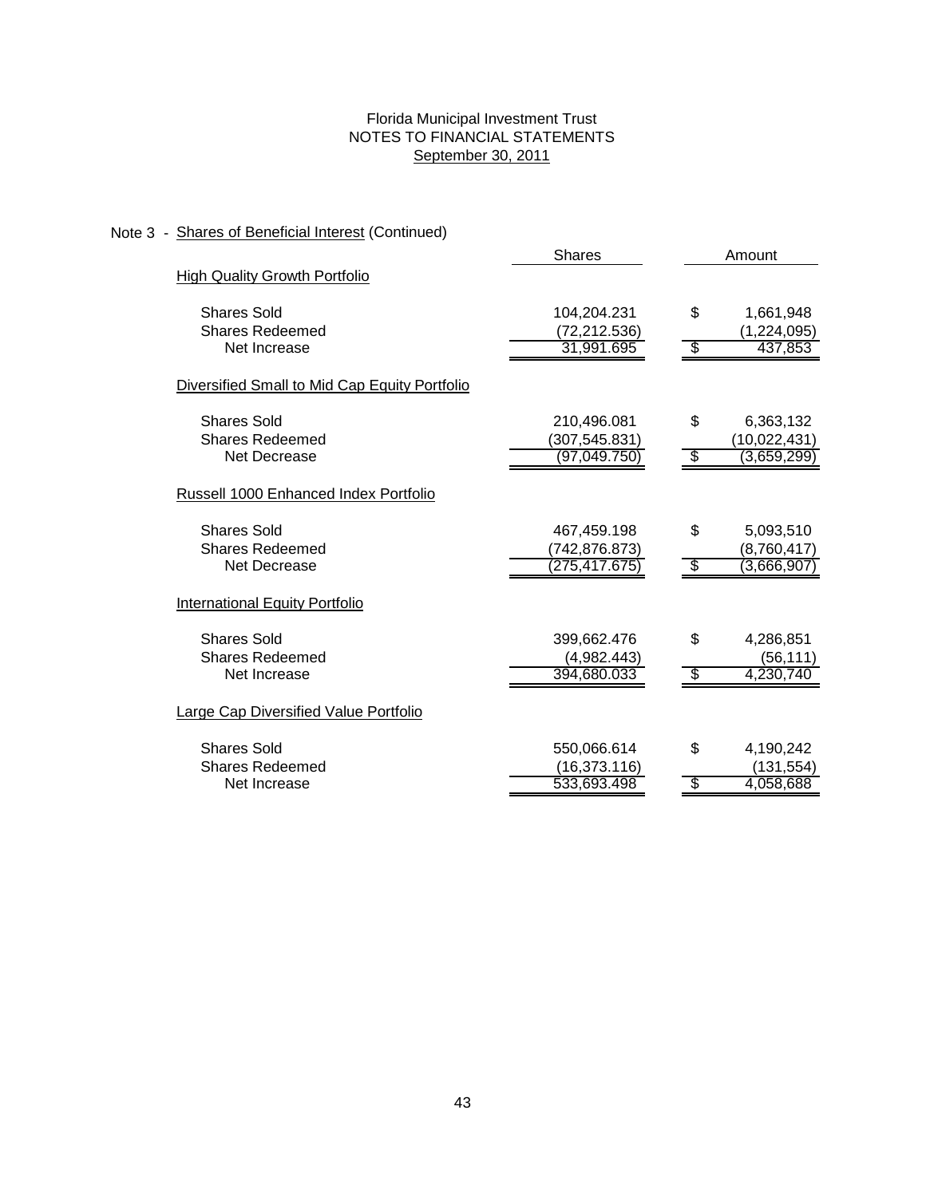Florida Municipal Investment Trust
NOTES TO FINANCIAL STATEMENTS
September 30, 2011

Note 3 - Shares of Beneficial Interest (Continued)

| | Shares | Amount |
|---|---|---|
| **High Quality Growth Portfolio** | | |
| Shares Sold | 104,204.231 | $ 1,661,948 |
| Shares Redeemed | (72,212.536) | (1,224,095) |
| Net Increase | 31,991.695 | $ 437,853 |
| **Diversified Small to Mid Cap Equity Portfolio** | | |
| Shares Sold | 210,496.081 | $ 6,363,132 |
| Shares Redeemed | (307,545.831) | (10,022,431) |
| Net Decrease | (97,049.750) | $ (3,659,299) |
| **Russell 1000 Enhanced Index Portfolio** | | |
| Shares Sold | 467,459.198 | $ 5,093,510 |
| Shares Redeemed | (742,876.873) | (8,760,417) |
| Net Decrease | (275,417.675) | $ (3,666,907) |
| **International Equity Portfolio** | | |
| Shares Sold | 399,662.476 | $ 4,286,851 |
| Shares Redeemed | (4,982.443) | (56,111) |
| Net Increase | 394,680.033 | $ 4,230,740 |
| **Large Cap Diversified Value Portfolio** | | |
| Shares Sold | 550,066.614 | $ 4,190,242 |
| Shares Redeemed | (16,373.116) | (131,554) |
| Net Increase | 533,693.498 | $ 4,058,688 |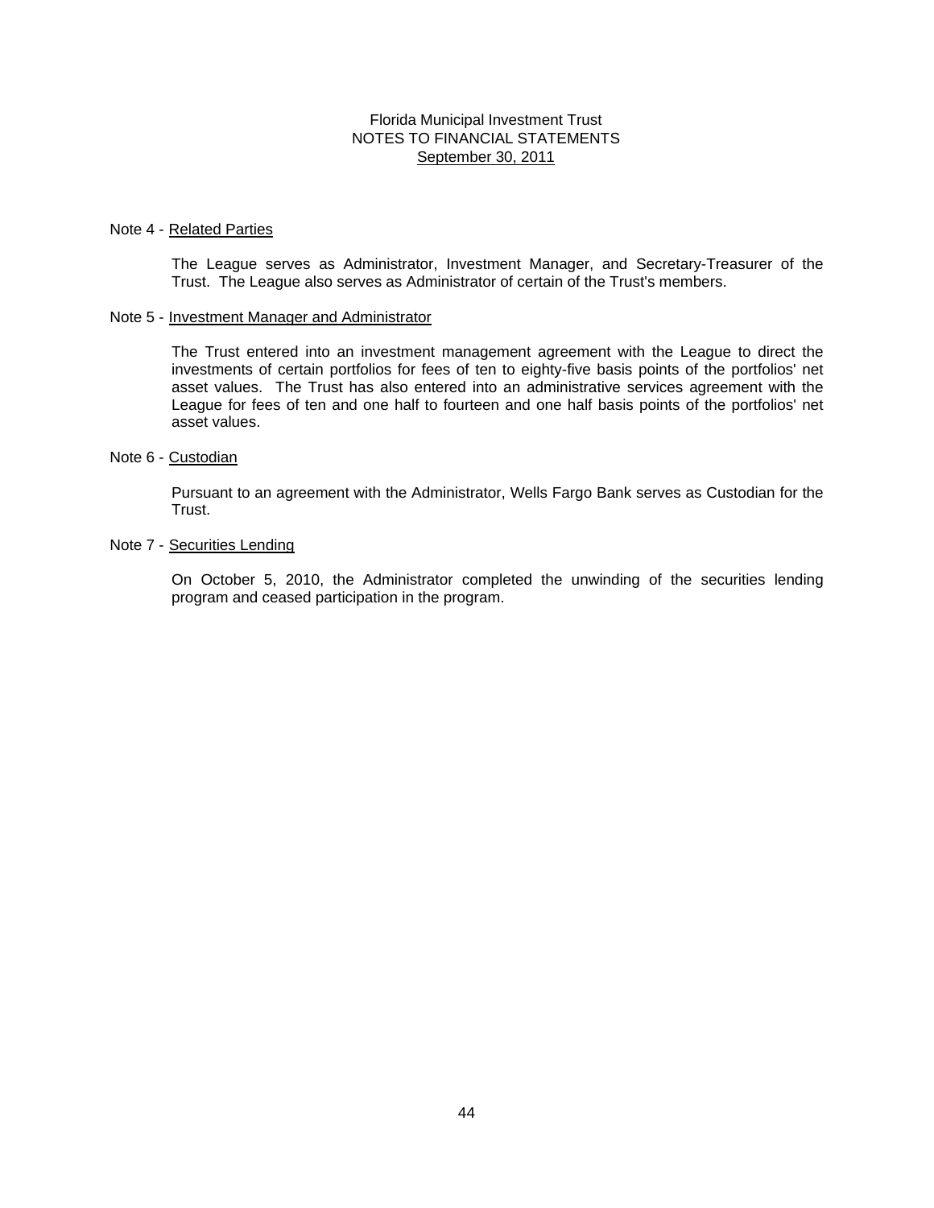Florida Municipal Investment Trust
NOTES TO FINANCIAL STATEMENTS
September 30, 2011

Note 4 - Related Parties

The League serves as Administrator, Investment Manager, and Secretary-Treasurer of the Trust. The League also serves as Administrator of certain of the Trust's members.

Note 5 - Investment Manager and Administrator

The Trust entered into an investment management agreement with the League to direct the investments of certain portfolios for fees of ten to eighty-five basis points of the portfolios' net asset values. The Trust has also entered into an administrative services agreement with the League for fees of ten and one half to fourteen and one half basis points of the portfolios' net asset values.

Note 6 - Custodian

Pursuant to an agreement with the Administrator, Wells Fargo Bank serves as Custodian for the Trust.

Note 7 - Securities Lending

On October 5, 2010, the Administrator completed the unwinding of the securities lending program and ceased participation in the program.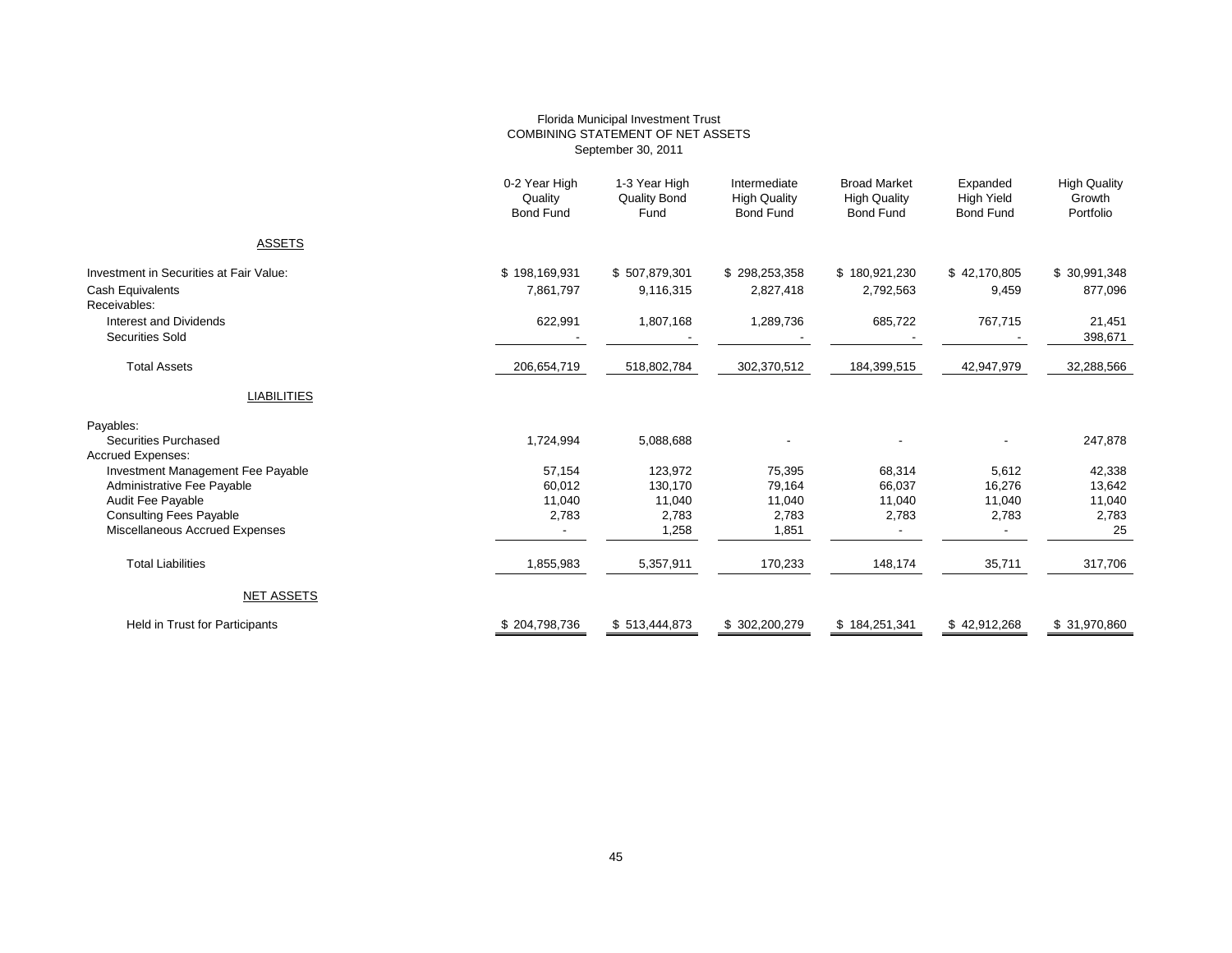Florida Municipal Investment Trust
COMBINING STATEMENT OF NET ASSETS
September 30, 2011

| | 0-2 Year High Quality Bond Fund | 1-3 Year High Quality Bond Fund | Intermediate High Quality Bond Fund | Broad Market High Quality Bond Fund | Expanded High Yield Bond Fund | High Quality Growth Portfolio |
|---|---|---|---|---|---|---|
| ASSETS | | | | | | |
| Investment in Securities at Fair Value: | $ 198,169,931 | $ 507,879,301 | $ 298,253,358 | $ 180,921,230 | $ 42,170,805 | $ 30,991,348 |
| Cash Equivalents | 7,861,797 | 9,116,315 | 2,827,418 | 2,792,563 | 9,459 | 877,096 |
| Receivables: | | | | | | |
| Interest and Dividends | 622,991 | 1,807,168 | 1,289,736 | 685,722 | 767,715 | 21,451 |
| Securities Sold | - | - | - | - | - | 398,671 |
| Total Assets | 206,654,719 | 518,802,784 | 302,370,512 | 184,399,515 | 42,947,979 | 32,288,566 |
| LIABILITIES | | | | | | |
| Payables: | | | | | | |
| Securities Purchased | 1,724,994 | 5,088,688 | - | - | - | 247,878 |
| Accrued Expenses: | | | | | | |
| Investment Management Fee Payable | 57,154 | 123,972 | 75,395 | 68,314 | 5,612 | 42,338 |
| Administrative Fee Payable | 60,012 | 130,170 | 79,164 | 66,037 | 16,276 | 13,642 |
| Audit Fee Payable | 11,040 | 11,040 | 11,040 | 11,040 | 11,040 | 11,040 |
| Consulting Fees Payable | 2,783 | 2,783 | 2,783 | 2,783 | 2,783 | 2,783 |
| Miscellaneous Accrued Expenses | - | 1,258 | 1,851 | - | - | 25 |
| Total Liabilities | 1,855,983 | 5,357,911 | 170,233 | 148,174 | 35,711 | 317,706 |
| NET ASSETS | | | | | | |
| Held in Trust for Participants | $ 204,798,736 | $ 513,444,873 | $ 302,200,279 | $ 184,251,341 | $ 42,912,268 | $ 31,970,860 |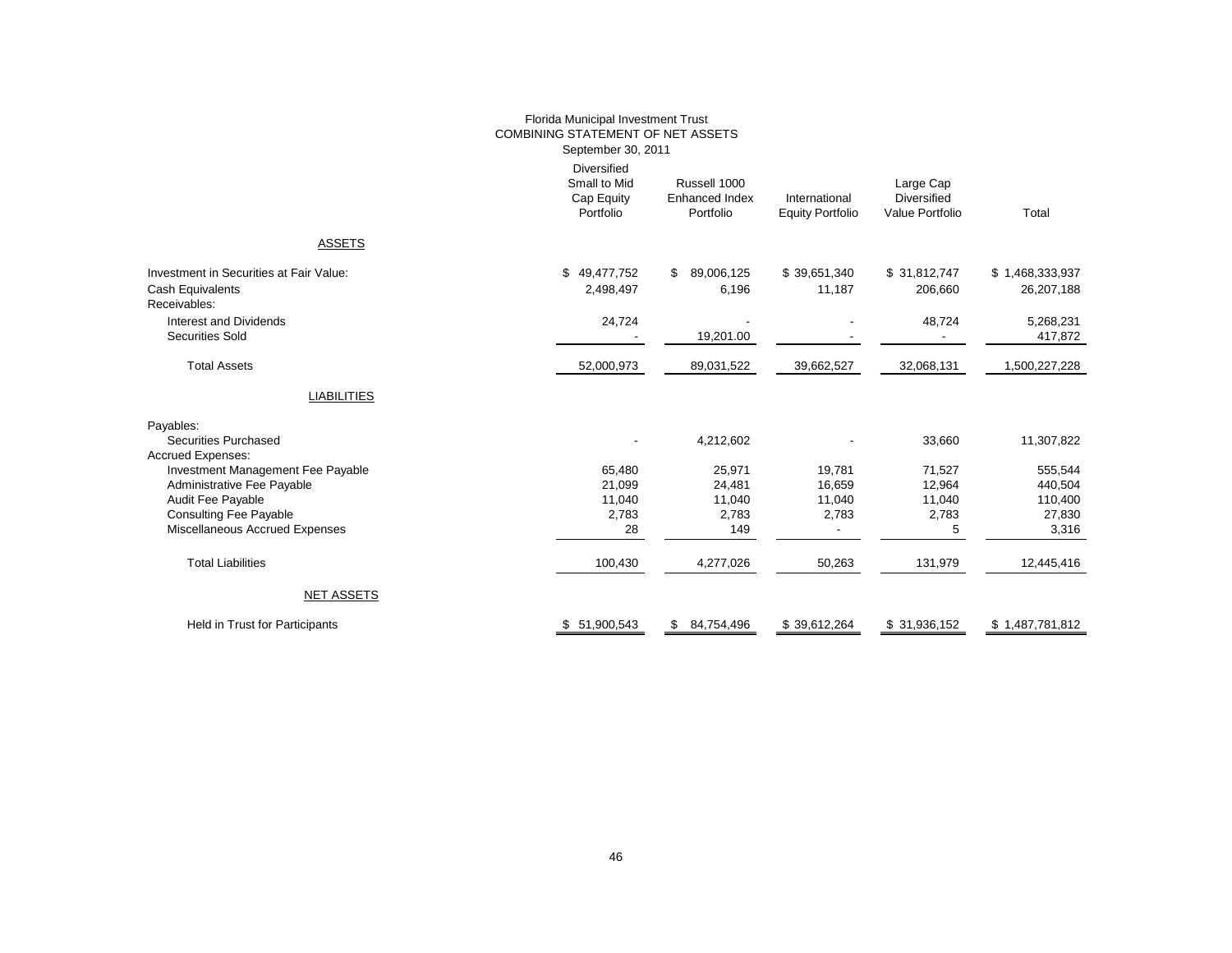Florida Municipal Investment Trust
COMBINING STATEMENT OF NET ASSETS
September 30, 2011

| | Diversified Small to Mid Cap Equity Portfolio | Russell 1000 Enhanced Index Portfolio | International Equity Portfolio | Large Cap Diversified Value Portfolio | Total |
|---|---|---|---|---|---|
| **ASSETS** | | | | | |
| Investment in Securities at Fair Value: | $ 49,477,752 | $ 89,006,125 | $ 39,651,340 | $ 31,812,747 | $ 1,468,333,937 |
| Cash Equivalents | 2,498,497 | 6,196 | 11,187 | 206,660 | 26,207,188 |
| Receivables: | | | | | |
| Interest and Dividends | 24,724 | - | - | 48,724 | 5,268,231 |
| Securities Sold | - | 19,201.00 | - | - | 417,872 |
| Total Assets | 52,000,973 | 89,031,522 | 39,662,527 | 32,068,131 | 1,500,227,228 |
| **LIABILITIES** | | | | | |
| Payables: | | | | | |
| Securities Purchased | - | 4,212,602 | - | 33,660 | 11,307,822 |
| Accrued Expenses: | | | | | |
| Investment Management Fee Payable | 65,480 | 25,971 | 19,781 | 71,527 | 555,544 |
| Administrative Fee Payable | 21,099 | 24,481 | 16,659 | 12,964 | 440,504 |
| Audit Fee Payable | 11,040 | 11,040 | 11,040 | 11,040 | 110,400 |
| Consulting Fee Payable | 2,783 | 2,783 | 2,783 | 2,783 | 27,830 |
| Miscellaneous Accrued Expenses | 28 | 149 | - | 5 | 3,316 |
| Total Liabilities | 100,430 | 4,277,026 | 50,263 | 131,979 | 12,445,416 |
| **NET ASSETS** | | | | | |
| Held in Trust for Participants | $ 51,900,543 | $ 84,754,496 | $ 39,612,264 | $ 31,936,152 | $ 1,487,781,812 |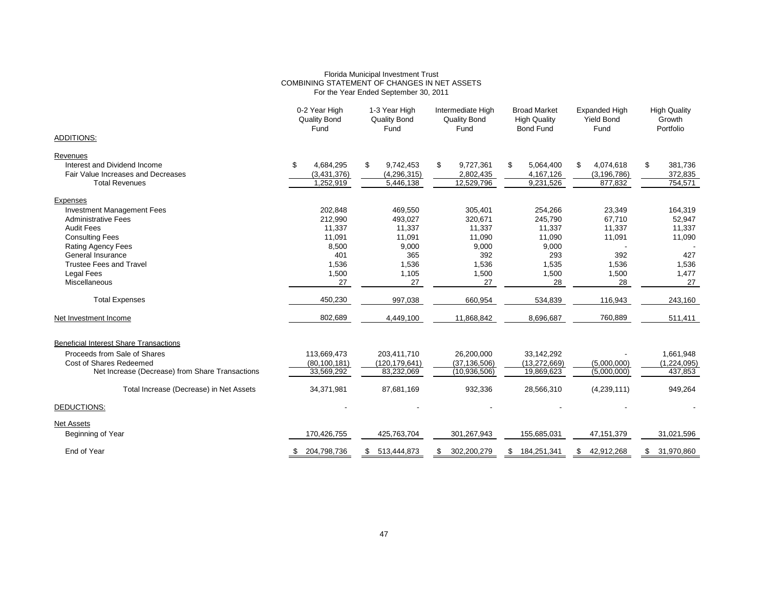Florida Municipal Investment Trust
COMBINING STATEMENT OF CHANGES IN NET ASSETS
For the Year Ended September 30, 2011

| | 0-2 Year High Quality Bond Fund | 1-3 Year High Quality Bond Fund | Intermediate High Quality Bond Fund | Broad Market High Quality Bond Fund | Expanded High Yield Bond Fund | High Quality Growth Portfolio |
|---|---|---|---|---|---|---|
| ADDITIONS: | | | | | | |
| Revenues | | | | | | |
| Interest and Dividend Income | $ 4,684,295 | $ 9,742,453 | $ 9,727,361 | $ 5,064,400 | $ 4,074,618 | $ 381,736 |
| Fair Value Increases and Decreases | (3,431,376) | (4,296,315) | 2,802,435 | 4,167,126 | (3,196,786) | 372,835 |
| Total Revenues | 1,252,919 | 5,446,138 | 12,529,796 | 9,231,526 | 877,832 | 754,571 |
| Expenses | | | | | | |
| Investment Management Fees | 202,848 | 469,550 | 305,401 | 254,266 | 23,349 | 164,319 |
| Administrative Fees | 212,990 | 493,027 | 320,671 | 245,790 | 67,710 | 52,947 |
| Audit Fees | 11,337 | 11,337 | 11,337 | 11,337 | 11,337 | 11,337 |
| Consulting Fees | 11,091 | 11,091 | 11,090 | 11,090 | 11,091 | 11,090 |
| Rating Agency Fees | 8,500 | 9,000 | 9,000 | 9,000 | - | - |
| General Insurance | 401 | 365 | 392 | 293 | 392 | 427 |
| Trustee Fees and Travel | 1,536 | 1,536 | 1,536 | 1,535 | 1,536 | 1,536 |
| Legal Fees | 1,500 | 1,105 | 1,500 | 1,500 | 1,500 | 1,477 |
| Miscellaneous | 27 | 27 | 27 | 28 | 28 | 27 |
| Total Expenses | 450,230 | 997,038 | 660,954 | 534,839 | 116,943 | 243,160 |
| Net Investment Income | 802,689 | 4,449,100 | 11,868,842 | 8,696,687 | 760,889 | 511,411 |
| Beneficial Interest Share Transactions | | | | | | |
| Proceeds from Sale of Shares | 113,669,473 | 203,411,710 | 26,200,000 | 33,142,292 | - | 1,661,948 |
| Cost of Shares Redeemed | (80,100,181) | (120,179,641) | (37,136,506) | (13,272,669) | (5,000,000) | (1,224,095) |
| Net Increase (Decrease) from Share Transactions | 33,569,292 | 83,232,069 | (10,936,506) | 19,869,623 | (5,000,000) | 437,853 |
| Total Increase (Decrease) in Net Assets | 34,371,981 | 87,681,169 | 932,336 | 28,566,310 | (4,239,111) | 949,264 |
| DEDUCTIONS: | - | - | - | - | - | - |
| Net Assets | | | | | | |
| Beginning of Year | 170,426,755 | 425,763,704 | 301,267,943 | 155,685,031 | 47,151,379 | 31,021,596 |
| End of Year | $ 204,798,736 | $ 513,444,873 | $ 302,200,279 | $ 184,251,341 | $ 42,912,268 | $ 31,970,860 |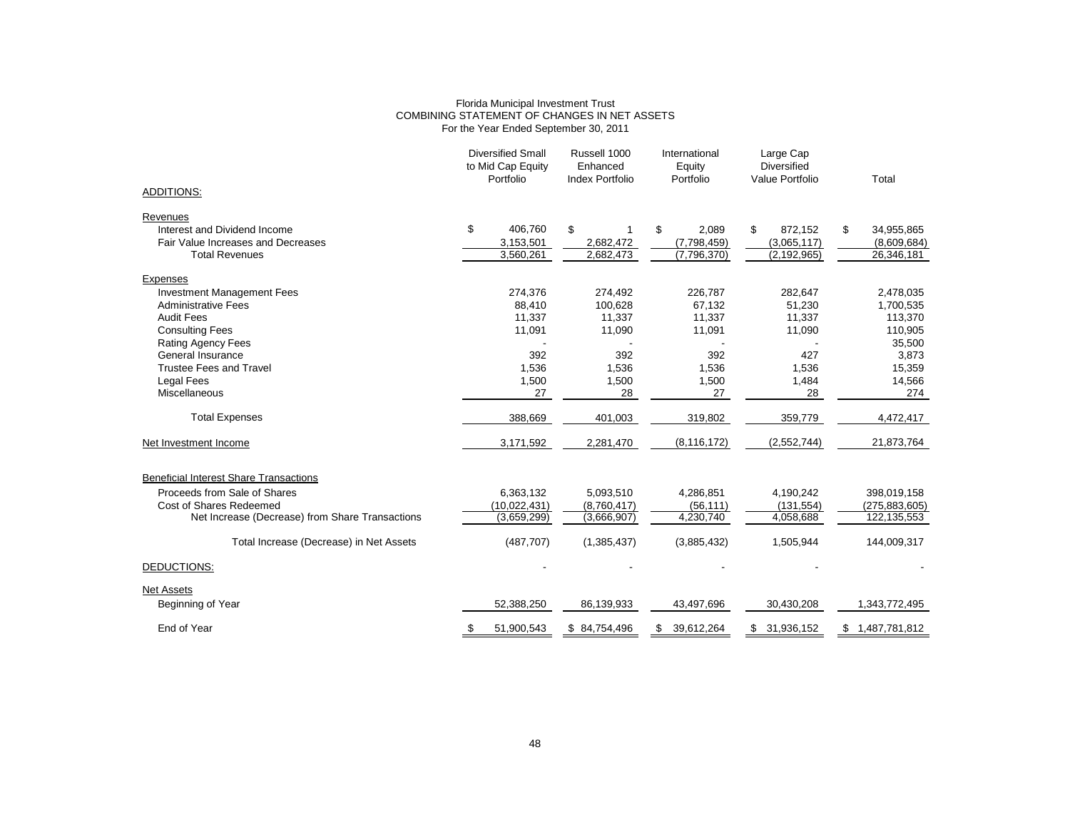Florida Municipal Investment Trust
COMBINING STATEMENT OF CHANGES IN NET ASSETS
For the Year Ended September 30, 2011

| | Diversified Small to Mid Cap Equity Portfolio | Russell 1000 Enhanced Index Portfolio | International Equity Portfolio | Large Cap Diversified Value Portfolio | Total |
|---|---|---|---|---|---|
| ADDITIONS: | | | | | |
| Revenues | | | | | |
| Interest and Dividend Income | $ 406,760 | $ 1 | $ 2,089 | $ 872,152 | $ 34,955,865 |
| Fair Value Increases and Decreases | 3,153,501 | 2,682,472 | (7,798,459) | (3,065,117) | (8,609,684) |
| Total Revenues | 3,560,261 | 2,682,473 | (7,796,370) | (2,192,965) | 26,346,181 |
| Expenses | | | | | |
| Investment Management Fees | 274,376 | 274,492 | 226,787 | 282,647 | 2,478,035 |
| Administrative Fees | 88,410 | 100,628 | 67,132 | 51,230 | 1,700,535 |
| Audit Fees | 11,337 | 11,337 | 11,337 | 11,337 | 113,370 |
| Consulting Fees | 11,091 | 11,090 | 11,091 | 11,090 | 110,905 |
| Rating Agency Fees | - | - | - | - | 35,500 |
| General Insurance | 392 | 392 | 392 | 427 | 3,873 |
| Trustee Fees and Travel | 1,536 | 1,536 | 1,536 | 1,536 | 15,359 |
| Legal Fees | 1,500 | 1,500 | 1,500 | 1,484 | 14,566 |
| Miscellaneous | 27 | 28 | 27 | 28 | 274 |
| Total Expenses | 388,669 | 401,003 | 319,802 | 359,779 | 4,472,417 |
| Net Investment Income | 3,171,592 | 2,281,470 | (8,116,172) | (2,552,744) | 21,873,764 |
| Beneficial Interest Share Transactions | | | | | |
| Proceeds from Sale of Shares | 6,363,132 | 5,093,510 | 4,286,851 | 4,190,242 | 398,019,158 |
| Cost of Shares Redeemed | (10,022,431) | (8,760,417) | (56,111) | (131,554) | (275,883,605) |
| Net Increase (Decrease) from Share Transactions | (3,659,299) | (3,666,907) | 4,230,740 | 4,058,688 | 122,135,553 |
| Total Increase (Decrease) in Net Assets | (487,707) | (1,385,437) | (3,885,432) | 1,505,944 | 144,009,317 |
| DEDUCTIONS: | - | - | - | - | - |
| Net Assets | | | | | |
| Beginning of Year | 52,388,250 | 86,139,933 | 43,497,696 | 30,430,208 | 1,343,772,495 |
| End of Year | $ 51,900,543 | $ 84,754,496 | $ 39,612,264 | $ 31,936,152 | $ 1,487,781,812 |